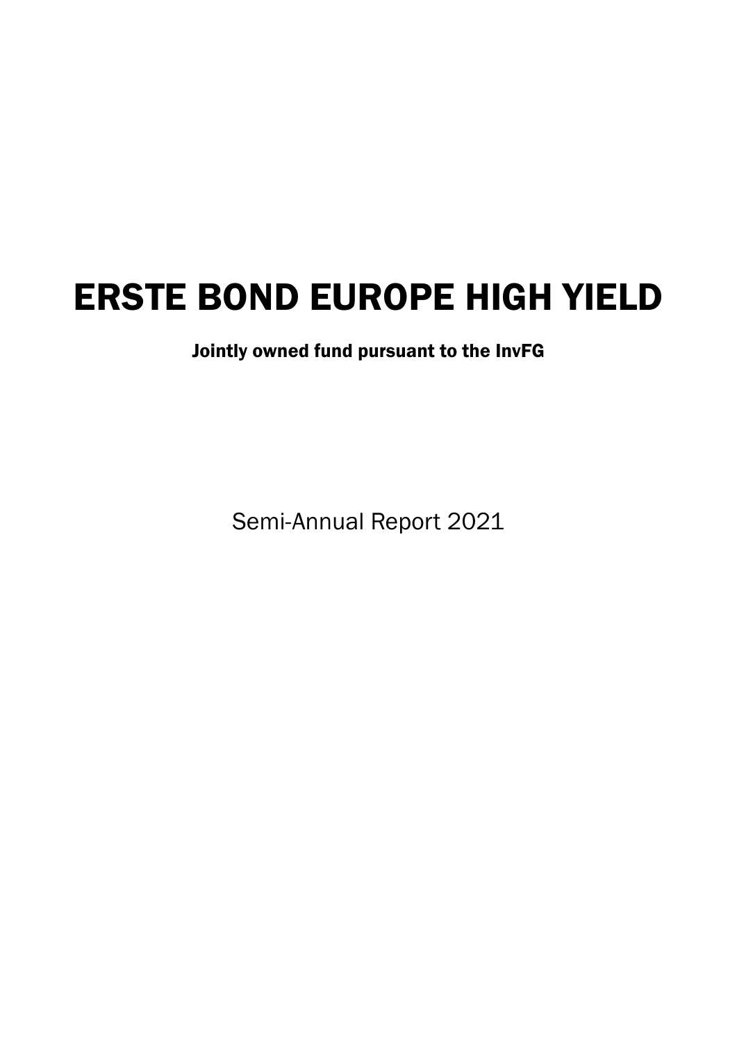# ERSTE BOND EUROPE HIGH YIELD

**Jointly owned fund pursuant to the InvFG**

Semi-Annual Report 2021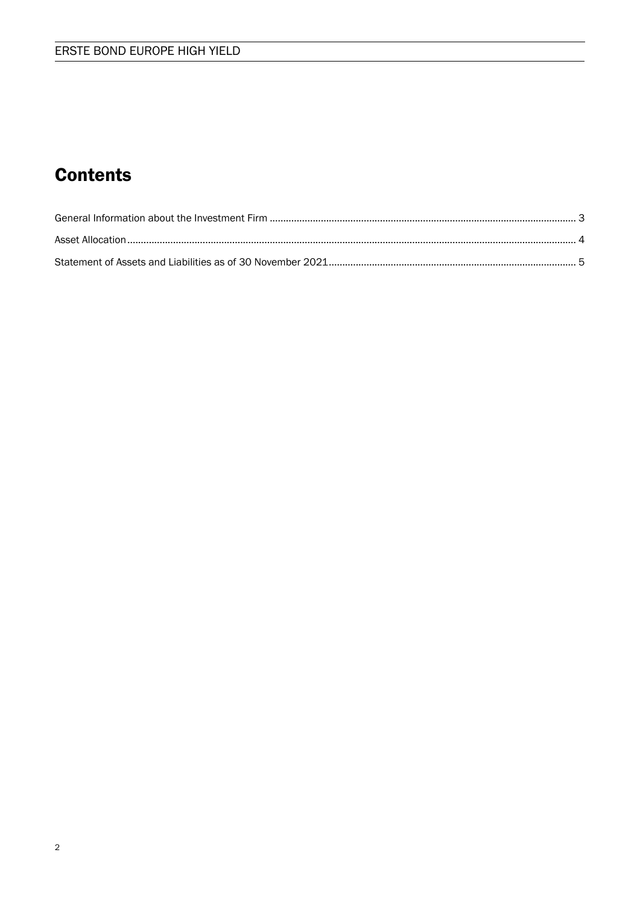# Contents

General Information about the Investment Firm ..... 3

Asset Allocation ..... 4

Statement of Assets and Liabilities as of 30 November 2021 ..... 5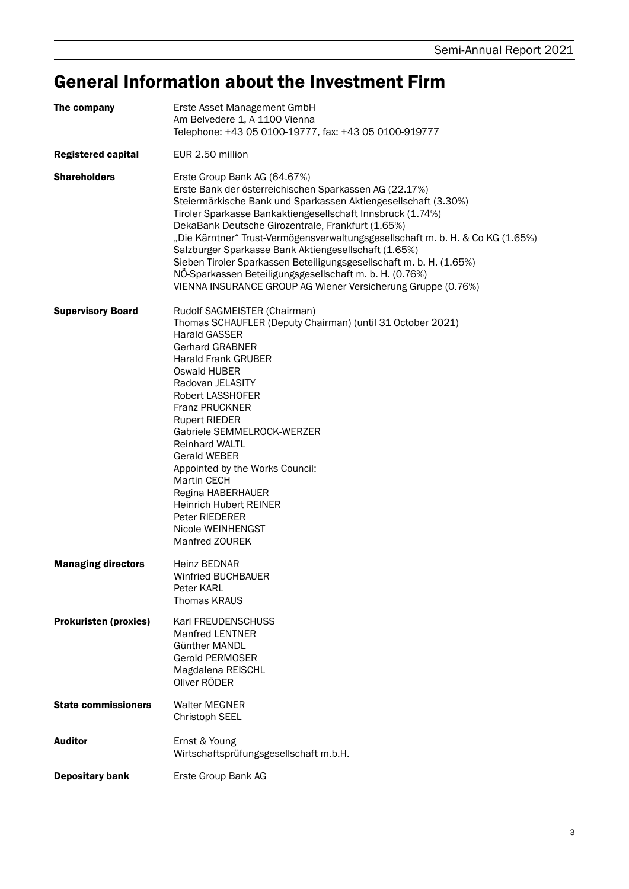# General Information about the Investment Firm

| | |
|---|---|
| **The company** | Erste Asset Management GmbH<br>Am Belvedere 1, A-1100 Vienna<br>Telephone: +43 05 0100-19777, fax: +43 05 0100-919777 |
| **Registered capital** | EUR 2.50 million |
| **Shareholders** | Erste Group Bank AG (64.67%)<br>Erste Bank der österreichischen Sparkassen AG (22.17%)<br>Steiermärkische Bank und Sparkassen Aktiengesellschaft (3.30%)<br>Tiroler Sparkasse Bankaktiengesellschaft Innsbruck (1.74%)<br>DekaBank Deutsche Girozentrale, Frankfurt (1.65%)<br>„Die Kärntner" Trust-Vermögensverwaltungsgesellschaft m. b. H. & Co KG (1.65%)<br>Salzburger Sparkasse Bank Aktiengesellschaft (1.65%)<br>Sieben Tiroler Sparkassen Beteiligungsgesellschaft m. b. H. (1.65%)<br>NÖ-Sparkassen Beteiligungsgesellschaft m. b. H. (0.76%)<br>VIENNA INSURANCE GROUP AG Wiener Versicherung Gruppe (0.76%) |
| **Supervisory Board** | Rudolf SAGMEISTER (Chairman)<br>Thomas SCHAUFLER (Deputy Chairman) (until 31 October 2021)<br>Harald GASSER<br>Gerhard GRABNER<br>Harald Frank GRUBER<br>Oswald HUBER<br>Radovan JELASITY<br>Robert LASSHOFER<br>Franz PRUCKNER<br>Rupert RIEDER<br>Gabriele SEMMELROCK-WERZER<br>Reinhard WALTL<br>Gerald WEBER<br>Appointed by the Works Council:<br>Martin CECH<br>Regina HABERHAUER<br>Heinrich Hubert REINER<br>Peter RIEDERER<br>Nicole WEINHENGST<br>Manfred ZOUREK |
| **Managing directors** | Heinz BEDNAR<br>Winfried BUCHBAUER<br>Peter KARL<br>Thomas KRAUS |
| **Prokuristen (proxies)** | Karl FREUDENSCHUSS<br>Manfred LENTNER<br>Günther MANDL<br>Gerold PERMOSER<br>Magdalena REISCHL<br>Oliver RÖDER |
| **State commissioners** | Walter MEGNER<br>Christoph SEEL |
| **Auditor** | Ernst & Young<br>Wirtschaftsprüfungsgesellschaft m.b.H. |
| **Depositary bank** | Erste Group Bank AG |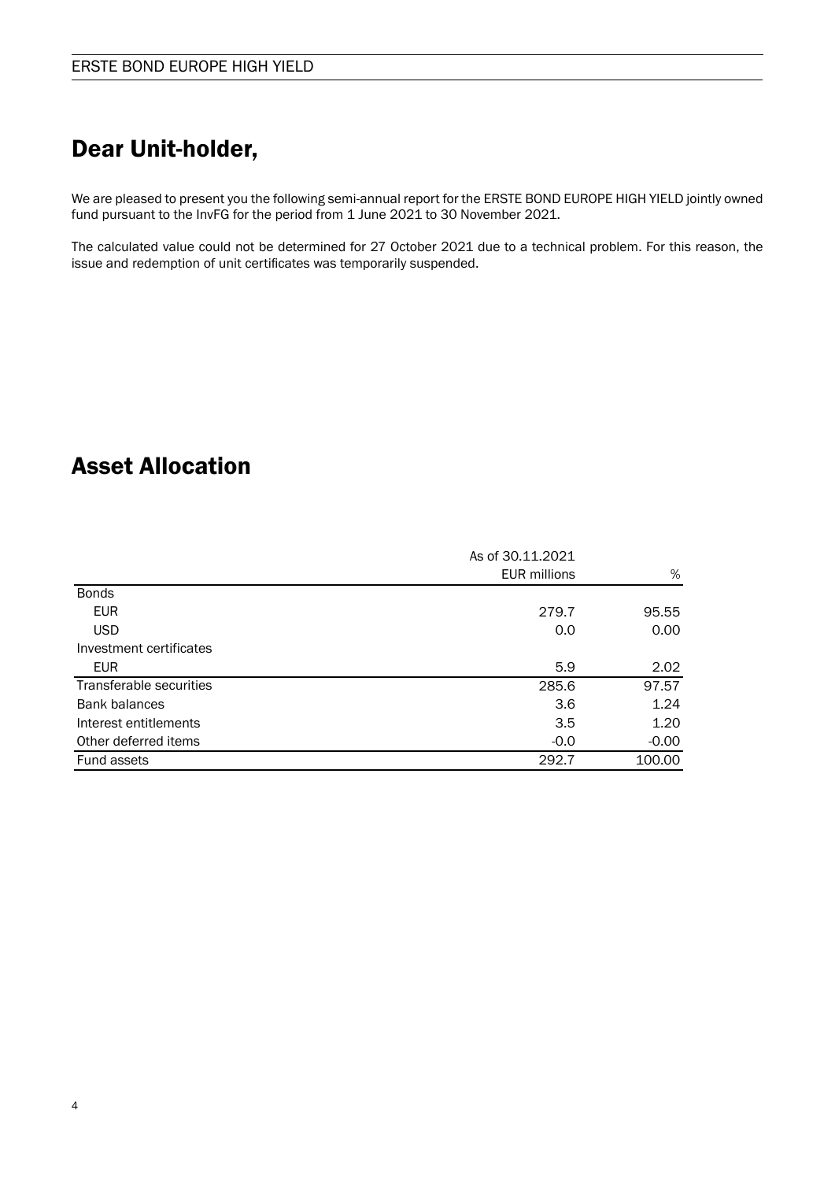# Dear Unit-holder,

We are pleased to present you the following semi-annual report for the ERSTE BOND EUROPE HIGH YIELD jointly owned fund pursuant to the InvFG for the period from 1 June 2021 to 30 November 2021.

The calculated value could not be determined for 27 October 2021 due to a technical problem. For this reason, the issue and redemption of unit certificates was temporarily suspended.

# Asset Allocation

| | As of 30.11.2021 | |
|---|---|---|
| | EUR millions | % |
| Bonds | | |
| EUR | 279.7 | 95.55 |
| USD | 0.0 | 0.00 |
| Investment certificates | | |
| EUR | 5.9 | 2.02 |
| Transferable securities | 285.6 | 97.57 |
| Bank balances | 3.6 | 1.24 |
| Interest entitlements | 3.5 | 1.20 |
| Other deferred items | -0.0 | -0.00 |
| Fund assets | 292.7 | 100.00 |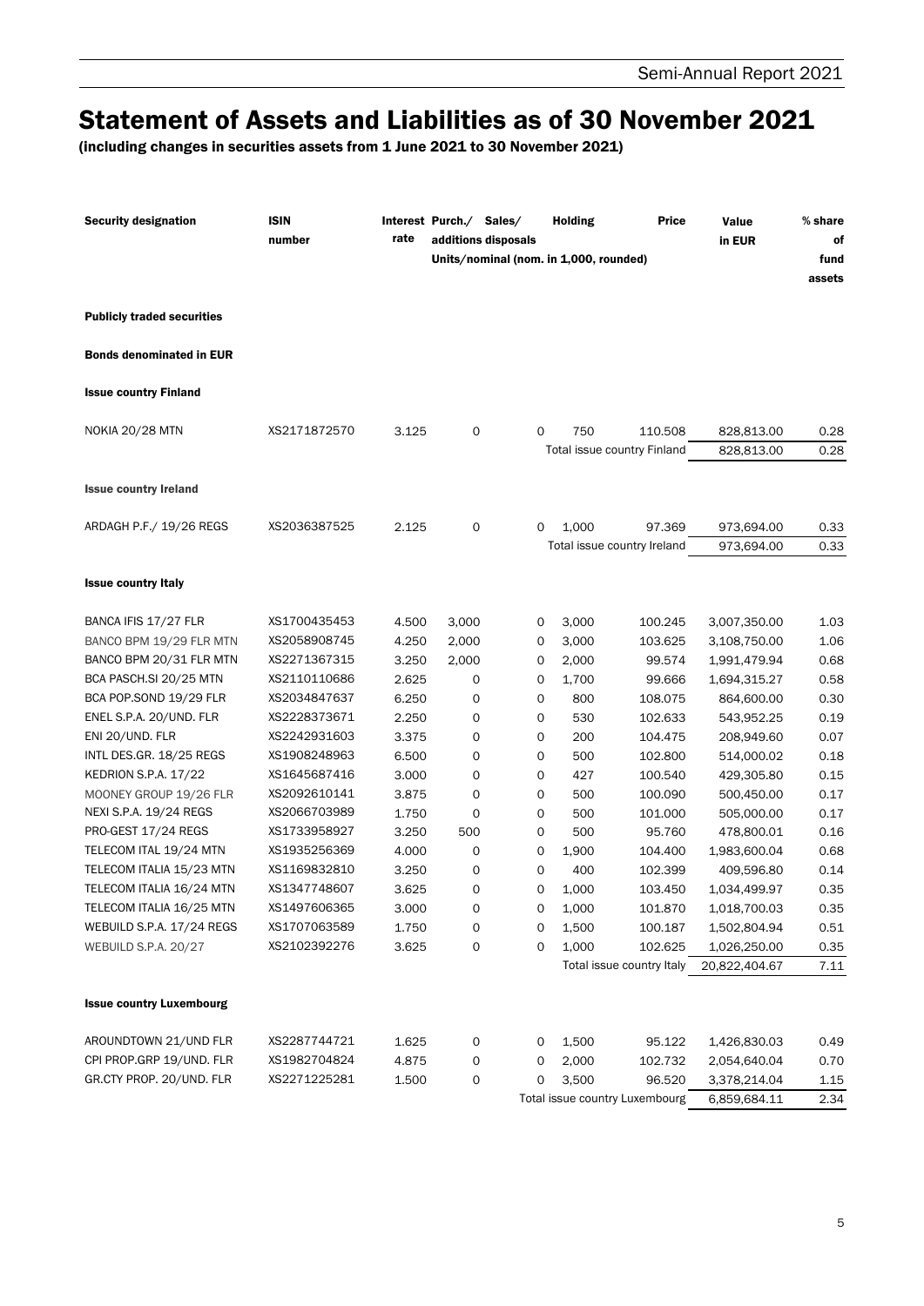# Statement of Assets and Liabilities as of 30 November 2021

**(including changes in securities assets from 1 June 2021 to 30 November 2021)**

| Security designation | ISIN number | Interest rate | Purch./ additions | Sales/ disposals | Holding | Price | Value in EUR | % share of fund assets |
|---|---|---|---|---|---|---|---|---|
| | | | Units/nominal (nom. in 1,000, rounded) | | | | | |
| **Publicly traded securities** | | | | | | | | |
| **Bonds denominated in EUR** | | | | | | | | |
| **Issue country Finland** | | | | | | | | |
| NOKIA 20/28 MTN | XS2171872570 | 3.125 | 0 | 0 | 750 | 110.508 | 828,813.00 | 0.28 |
| | | | | | Total issue country Finland | | 828,813.00 | 0.28 |
| **Issue country Ireland** | | | | | | | | |
| ARDAGH P.F./ 19/26 REGS | XS2036387525 | 2.125 | 0 | 0 | 1,000 | 97.369 | 973,694.00 | 0.33 |
| | | | | | Total issue country Ireland | | 973,694.00 | 0.33 |
| **Issue country Italy** | | | | | | | | |
| BANCA IFIS 17/27 FLR | XS1700435453 | 4.500 | 3,000 | 0 | 3,000 | 100.245 | 3,007,350.00 | 1.03 |
| BANCO BPM 19/29 FLR MTN | XS2058908745 | 4.250 | 2,000 | 0 | 3,000 | 103.625 | 3,108,750.00 | 1.06 |
| BANCO BPM 20/31 FLR MTN | XS2271367315 | 3.250 | 2,000 | 0 | 2,000 | 99.574 | 1,991,479.94 | 0.68 |
| BCA PASCH.SI 20/25 MTN | XS2110110686 | 2.625 | 0 | 0 | 1,700 | 99.666 | 1,694,315.27 | 0.58 |
| BCA POP.SOND 19/29 FLR | XS2034847637 | 6.250 | 0 | 0 | 800 | 108.075 | 864,600.00 | 0.30 |
| ENEL S.P.A. 20/UND. FLR | XS2228373671 | 2.250 | 0 | 0 | 530 | 102.633 | 543,952.25 | 0.19 |
| ENI 20/UND. FLR | XS2242931603 | 3.375 | 0 | 0 | 200 | 104.475 | 208,949.60 | 0.07 |
| INTL DES.GR. 18/25 REGS | XS1908248963 | 6.500 | 0 | 0 | 500 | 102.800 | 514,000.02 | 0.18 |
| KEDRION S.P.A. 17/22 | XS1645687416 | 3.000 | 0 | 0 | 427 | 100.540 | 429,305.80 | 0.15 |
| MOONEY GROUP 19/26 FLR | XS2092610141 | 3.875 | 0 | 0 | 500 | 100.090 | 500,450.00 | 0.17 |
| NEXI S.P.A. 19/24 REGS | XS2066703989 | 1.750 | 0 | 0 | 500 | 101.000 | 505,000.00 | 0.17 |
| PRO-GEST 17/24 REGS | XS1733958927 | 3.250 | 500 | 0 | 500 | 95.760 | 478,800.01 | 0.16 |
| TELECOM ITAL 19/24 MTN | XS1935256369 | 4.000 | 0 | 0 | 1,900 | 104.400 | 1,983,600.04 | 0.68 |
| TELECOM ITALIA 15/23 MTN | XS1169832810 | 3.250 | 0 | 0 | 400 | 102.399 | 409,596.80 | 0.14 |
| TELECOM ITALIA 16/24 MTN | XS1347748607 | 3.625 | 0 | 0 | 1,000 | 103.450 | 1,034,499.97 | 0.35 |
| TELECOM ITALIA 16/25 MTN | XS1497606365 | 3.000 | 0 | 0 | 1,000 | 101.870 | 1,018,700.03 | 0.35 |
| WEBUILD S.P.A. 17/24 REGS | XS1707063589 | 1.750 | 0 | 0 | 1,500 | 100.187 | 1,502,804.94 | 0.51 |
| WEBUILD S.P.A. 20/27 | XS2102392276 | 3.625 | 0 | 0 | 1,000 | 102.625 | 1,026,250.00 | 0.35 |
| | | | | | Total issue country Italy | | 20,822,404.67 | 7.11 |
| **Issue country Luxembourg** | | | | | | | | |
| AROUNDTOWN 21/UND FLR | XS2287744721 | 1.625 | 0 | 0 | 1,500 | 95.122 | 1,426,830.03 | 0.49 |
| CPI PROP.GRP 19/UND. FLR | XS1982704824 | 4.875 | 0 | 0 | 2,000 | 102.732 | 2,054,640.04 | 0.70 |
| GR.CTY PROP. 20/UND. FLR | XS2271225281 | 1.500 | 0 | 0 | 3,500 | 96.520 | 3,378,214.04 | 1.15 |
| | | | | | Total issue country Luxembourg | | 6,859,684.11 | 2.34 |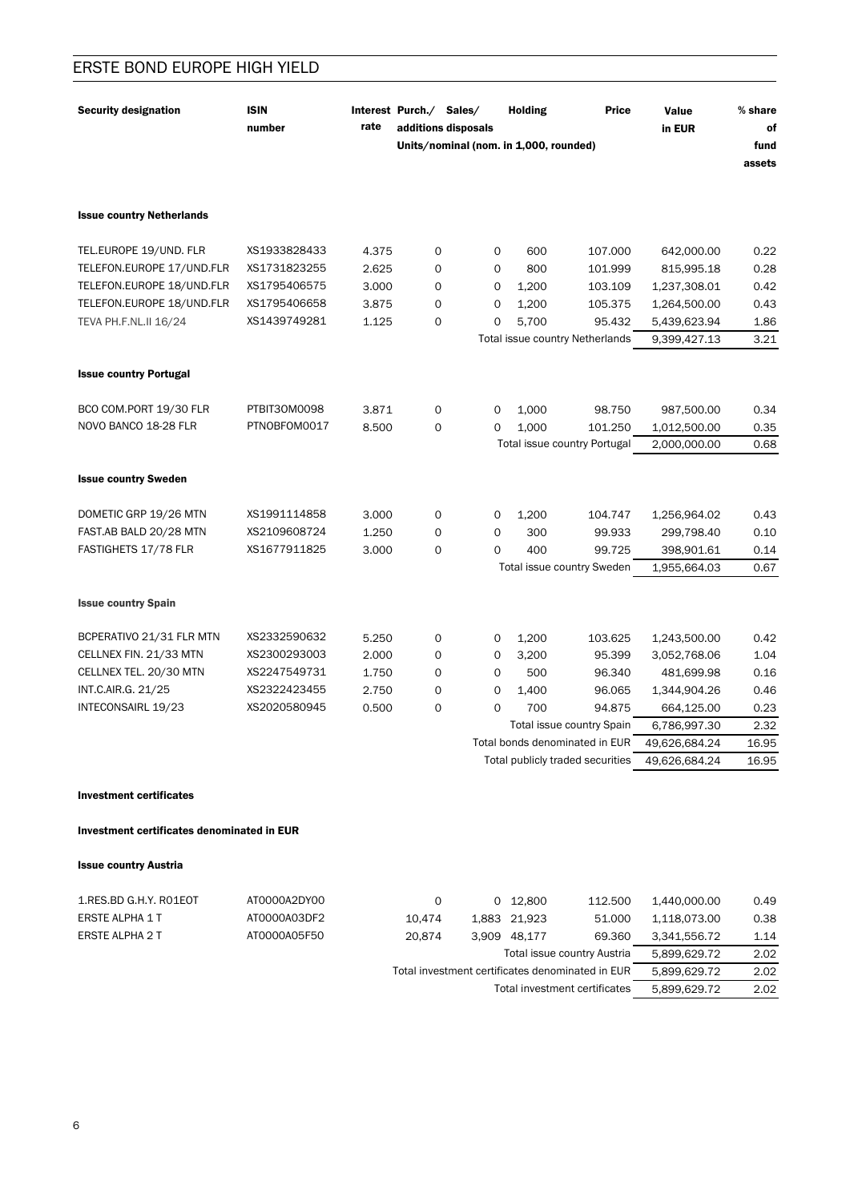## ERSTE BOND EUROPE HIGH YIELD

| Security designation | ISIN number | Interest rate | Purch./ additions | Sales/ disposals | Holding | Price | Value in EUR | % share of fund assets |
|---|---|---|---|---|---|---|---|---|
| | | | Units/nominal (nom. in 1,000, rounded) | | | | | |
| **Issue country Netherlands** | | | | | | | | |
| TEL.EUROPE 19/UND. FLR | XS1933828433 | 4.375 | 0 | 0 | 600 | 107.000 | 642,000.00 | 0.22 |
| TELEFON.EUROPE 17/UND.FLR | XS1731823255 | 2.625 | 0 | 0 | 800 | 101.999 | 815,995.18 | 0.28 |
| TELEFON.EUROPE 18/UND.FLR | XS1795406575 | 3.000 | 0 | 0 | 1,200 | 103.109 | 1,237,308.01 | 0.42 |
| TELEFON.EUROPE 18/UND.FLR | XS1795406658 | 3.875 | 0 | 0 | 1,200 | 105.375 | 1,264,500.00 | 0.43 |
| TEVA PH.F.NL.II 16/24 | XS1439749281 | 1.125 | 0 | 0 | 5,700 | 95.432 | 5,439,623.94 | 1.86 |
| | | | | | | Total issue country Netherlands | 9,399,427.13 | 3.21 |
| **Issue country Portugal** | | | | | | | | |
| BCO COM.PORT 19/30 FLR | PTBIT3OM0098 | 3.871 | 0 | 0 | 1,000 | 98.750 | 987,500.00 | 0.34 |
| NOVO BANCO 18-28 FLR | PTNOBFOM0017 | 8.500 | 0 | 0 | 1,000 | 101.250 | 1,012,500.00 | 0.35 |
| | | | | | | Total issue country Portugal | 2,000,000.00 | 0.68 |
| **Issue country Sweden** | | | | | | | | |
| DOMETIC GRP 19/26 MTN | XS1991114858 | 3.000 | 0 | 0 | 1,200 | 104.747 | 1,256,964.02 | 0.43 |
| FAST.AB BALD 20/28 MTN | XS2109608724 | 1.250 | 0 | 0 | 300 | 99.933 | 299,798.40 | 0.10 |
| FASTIGHETS 17/78 FLR | XS1677911825 | 3.000 | 0 | 0 | 400 | 99.725 | 398,901.61 | 0.14 |
| | | | | | | Total issue country Sweden | 1,955,664.03 | 0.67 |
| **Issue country Spain** | | | | | | | | |
| BCPERATIVO 21/31 FLR MTN | XS2332590632 | 5.250 | 0 | 0 | 1,200 | 103.625 | 1,243,500.00 | 0.42 |
| CELLNEX FIN. 21/33 MTN | XS2300293003 | 2.000 | 0 | 0 | 3,200 | 95.399 | 3,052,768.06 | 1.04 |
| CELLNEX TEL. 20/30 MTN | XS2247549731 | 1.750 | 0 | 0 | 500 | 96.340 | 481,699.98 | 0.16 |
| INT.C.AIR.G. 21/25 | XS2322423455 | 2.750 | 0 | 0 | 1,400 | 96.065 | 1,344,904.26 | 0.46 |
| INTECONSAIRL 19/23 | XS2020580945 | 0.500 | 0 | 0 | 700 | 94.875 | 664,125.00 | 0.23 |
| | | | | | | Total issue country Spain | 6,786,997.30 | 2.32 |
| | | | | | | Total bonds denominated in EUR | 49,626,684.24 | 16.95 |
| | | | | | | Total publicly traded securities | 49,626,684.24 | 16.95 |

**Investment certificates**

**Investment certificates denominated in EUR**

| Security designation | ISIN number | Interest rate | Purch./ additions | Sales/ disposals | Holding | Price | Value in EUR | % share of fund assets |
|---|---|---|---|---|---|---|---|---|
| **Issue country Austria** | | | | | | | | |
| 1.RES.BD G.H.Y. R01EOT | AT0000A2DY00 | | 0 | 0 | 12,800 | 112.500 | 1,440,000.00 | 0.49 |
| ERSTE ALPHA 1 T | AT0000A03DF2 | | 10,474 | 1,883 | 21,923 | 51.000 | 1,118,073.00 | 0.38 |
| ERSTE ALPHA 2 T | AT0000A05F50 | | 20,874 | 3,909 | 48,177 | 69.360 | 3,341,556.72 | 1.14 |
| | | | | | | Total issue country Austria | 5,899,629.72 | 2.02 |
| | | | | | | Total investment certificates denominated in EUR | 5,899,629.72 | 2.02 |
| | | | | | | Total investment certificates | 5,899,629.72 | 2.02 |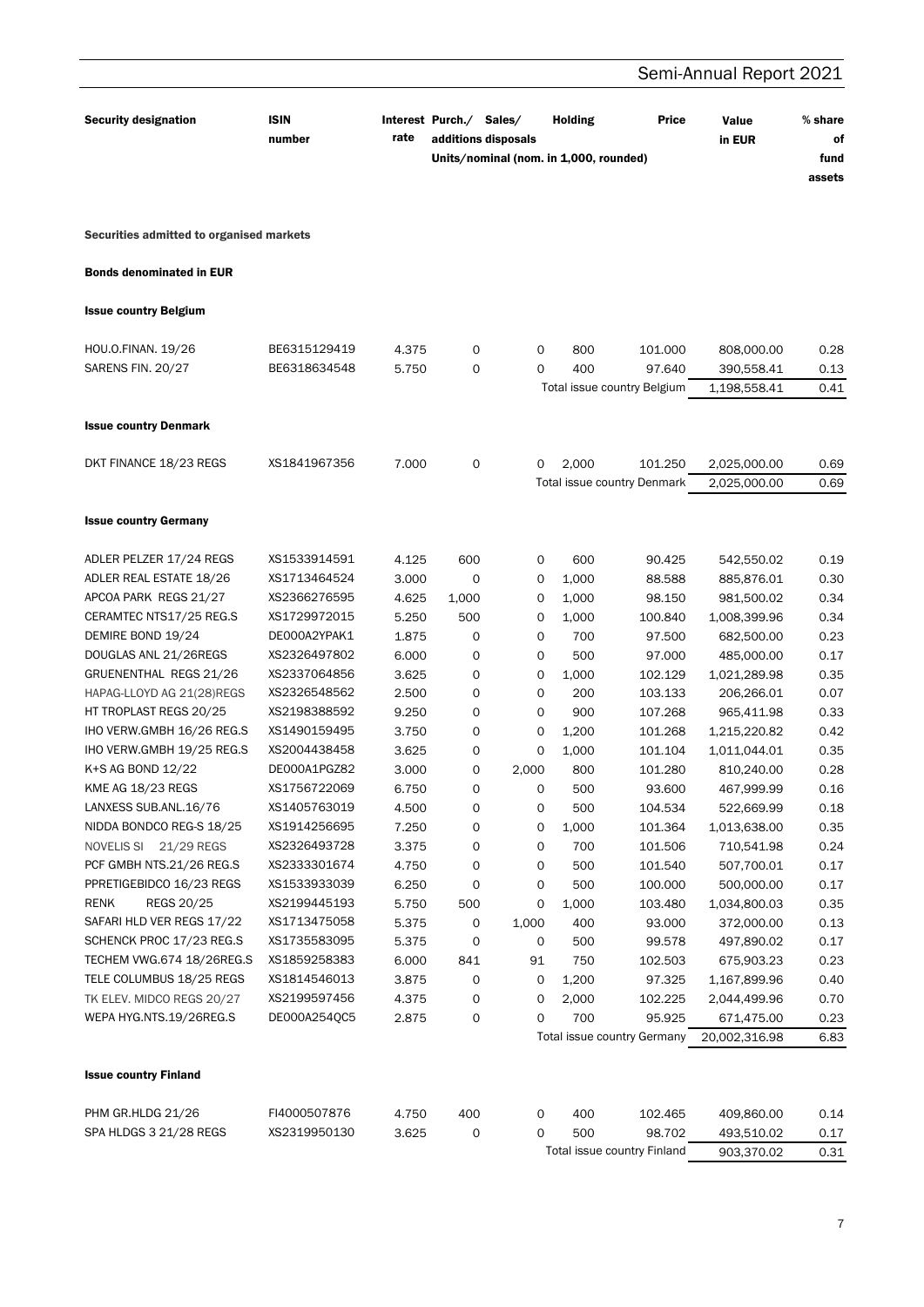| Security designation | ISIN number | Interest rate | Purch./ additions | Sales/ disposals | Holding | Price | Value in EUR | % share of fund assets |
|---|---|---|---|---|---|---|---|---|
| | | | Units/nominal (nom. in 1,000, rounded) | | | | | |
| **Securities admitted to organised markets** | | | | | | | | |
| **Bonds denominated in EUR** | | | | | | | | |
| **Issue country Belgium** | | | | | | | | |
| HOU.O.FINAN. 19/26 | BE6315129419 | 4.375 | 0 | 0 | 800 | 101.000 | 808,000.00 | 0.28 |
| SARENS FIN. 20/27 | BE6318634548 | 5.750 | 0 | 0 | 400 | 97.640 | 390,558.41 | 0.13 |
| | | | | | Total issue country Belgium | | 1,198,558.41 | 0.41 |
| **Issue country Denmark** | | | | | | | | |
| DKT FINANCE 18/23 REGS | XS1841967356 | 7.000 | 0 | 0 | 2,000 | 101.250 | 2,025,000.00 | 0.69 |
| | | | | | Total issue country Denmark | | 2,025,000.00 | 0.69 |
| **Issue country Germany** | | | | | | | | |
| ADLER PELZER 17/24 REGS | XS1533914591 | 4.125 | 600 | 0 | 600 | 90.425 | 542,550.02 | 0.19 |
| ADLER REAL ESTATE 18/26 | XS1713464524 | 3.000 | 0 | 0 | 1,000 | 88.588 | 885,876.01 | 0.30 |
| APCOA PARK REGS 21/27 | XS2366276595 | 4.625 | 1,000 | 0 | 1,000 | 98.150 | 981,500.02 | 0.34 |
| CERAMTEC NTS17/25 REG.S | XS1729972015 | 5.250 | 500 | 0 | 1,000 | 100.840 | 1,008,399.96 | 0.34 |
| DEMIRE BOND 19/24 | DE000A2YPAK1 | 1.875 | 0 | 0 | 700 | 97.500 | 682,500.00 | 0.23 |
| DOUGLAS ANL 21/26REGS | XS2326497802 | 6.000 | 0 | 0 | 500 | 97.000 | 485,000.00 | 0.17 |
| GRUENENTHAL REGS 21/26 | XS2337064856 | 3.625 | 0 | 0 | 1,000 | 102.129 | 1,021,289.98 | 0.35 |
| HAPAG-LLOYD AG 21(28)REGS | XS2326548562 | 2.500 | 0 | 0 | 200 | 103.133 | 206,266.01 | 0.07 |
| HT TROPLAST REGS 20/25 | XS2198388592 | 9.250 | 0 | 0 | 900 | 107.268 | 965,411.98 | 0.33 |
| IHO VERW.GMBH 16/26 REG.S | XS1490159495 | 3.750 | 0 | 0 | 1,200 | 101.268 | 1,215,220.82 | 0.42 |
| IHO VERW.GMBH 19/25 REG.S | XS2004438458 | 3.625 | 0 | 0 | 1,000 | 101.104 | 1,011,044.01 | 0.35 |
| K+S AG BOND 12/22 | DE000A1PGZ82 | 3.000 | 0 | 2,000 | 800 | 101.280 | 810,240.00 | 0.28 |
| KME AG 18/23 REGS | XS1756722069 | 6.750 | 0 | 0 | 500 | 93.600 | 467,999.99 | 0.16 |
| LANXESS SUB.ANL.16/76 | XS1405763019 | 4.500 | 0 | 0 | 500 | 104.534 | 522,669.99 | 0.18 |
| NIDDA BONDCO REG-S 18/25 | XS1914256695 | 7.250 | 0 | 0 | 1,000 | 101.364 | 1,013,638.00 | 0.35 |
| NOVELIS SI 21/29 REGS | XS2326493728 | 3.375 | 0 | 0 | 700 | 101.506 | 710,541.98 | 0.24 |
| PCF GMBH NTS.21/26 REG.S | XS2333301674 | 4.750 | 0 | 0 | 500 | 101.540 | 507,700.01 | 0.17 |
| PPRETIGEBIDCO 16/23 REGS | XS1533933039 | 6.250 | 0 | 0 | 500 | 100.000 | 500,000.00 | 0.17 |
| RENK REGS 20/25 | XS2199445193 | 5.750 | 500 | 0 | 1,000 | 103.480 | 1,034,800.03 | 0.35 |
| SAFARI HLD VER REGS 17/22 | XS1713475058 | 5.375 | 0 | 1,000 | 400 | 93.000 | 372,000.00 | 0.13 |
| SCHENCK PROC 17/23 REG.S | XS1735583095 | 5.375 | 0 | 0 | 500 | 99.578 | 497,890.02 | 0.17 |
| TECHEM VWG.674 18/26REG.S | XS1859258383 | 6.000 | 841 | 91 | 750 | 102.503 | 675,903.23 | 0.23 |
| TELE COLUMBUS 18/25 REGS | XS1814546013 | 3.875 | 0 | 0 | 1,200 | 97.325 | 1,167,899.96 | 0.40 |
| TK ELEV. MIDCO REGS 20/27 | XS2199597456 | 4.375 | 0 | 0 | 2,000 | 102.225 | 2,044,499.96 | 0.70 |
| WEPA HYG.NTS.19/26REG.S | DE000A254QC5 | 2.875 | 0 | 0 | 700 | 95.925 | 671,475.00 | 0.23 |
| | | | | | Total issue country Germany | | 20,002,316.98 | 6.83 |
| **Issue country Finland** | | | | | | | | |
| PHM GR.HLDG 21/26 | FI4000507876 | 4.750 | 400 | 0 | 400 | 102.465 | 409,860.00 | 0.14 |
| SPA HLDGS 3 21/28 REGS | XS2319950130 | 3.625 | 0 | 0 | 500 | 98.702 | 493,510.02 | 0.17 |
| | | | | | Total issue country Finland | | 903,370.02 | 0.31 |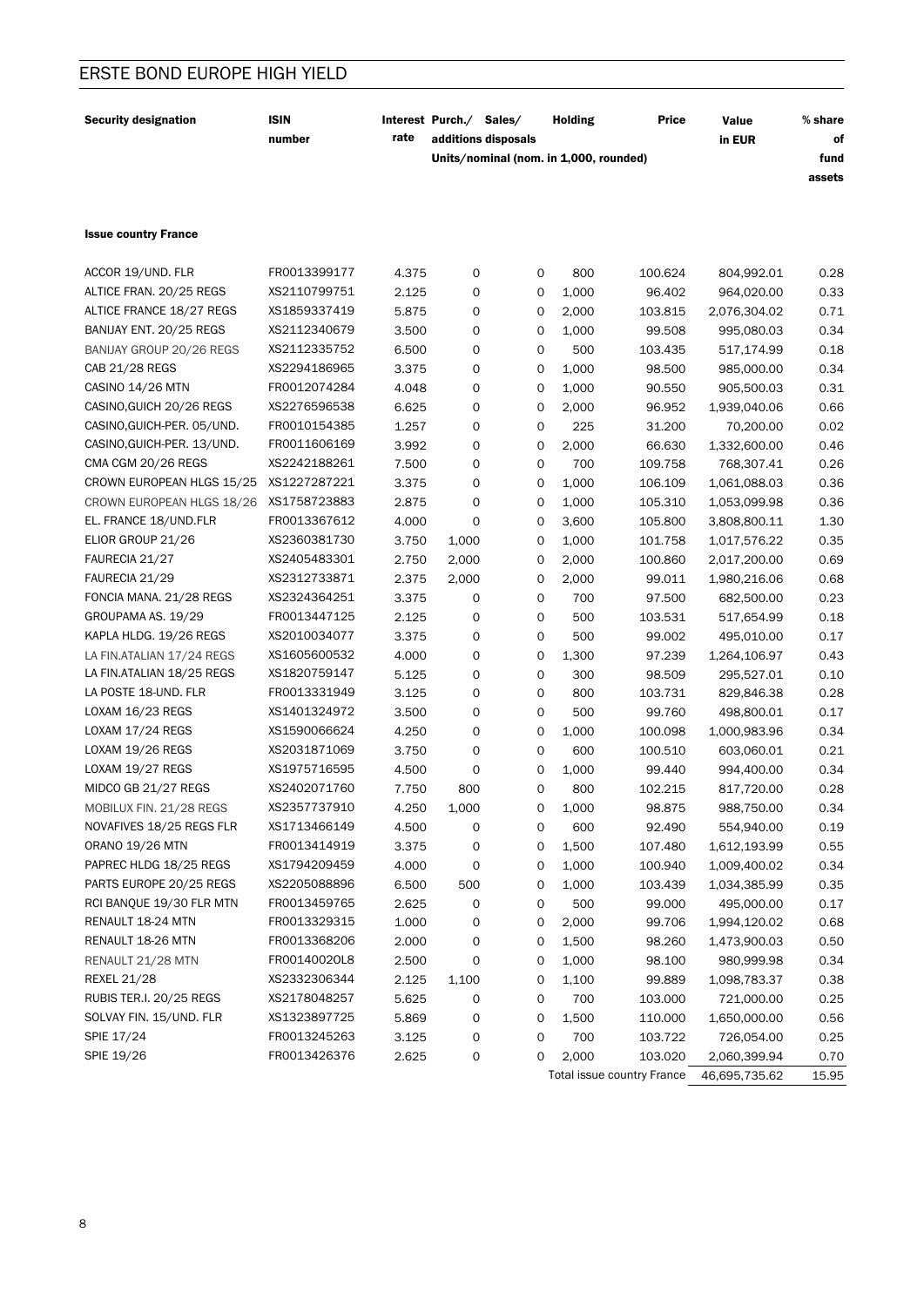## ERSTE BOND EUROPE HIGH YIELD

| Security designation | ISIN number | Interest rate | Purch./ additions | Sales/ disposals | Holding | Price | Value in EUR | % share of fund assets |
|---|---|---|---|---|---|---|---|---|
| | | | Units/nominal (nom. in 1,000, rounded) | | | | | |
| **Issue country France** | | | | | | | | |
| ACCOR 19/UND. FLR | FR0013399177 | 4.375 | 0 | 0 | 800 | 100.624 | 804,992.01 | 0.28 |
| ALTICE FRAN. 20/25 REGS | XS2110799751 | 2.125 | 0 | 0 | 1,000 | 96.402 | 964,020.00 | 0.33 |
| ALTICE FRANCE 18/27 REGS | XS1859337419 | 5.875 | 0 | 0 | 2,000 | 103.815 | 2,076,304.02 | 0.71 |
| BANIJAY ENT. 20/25 REGS | XS2112340679 | 3.500 | 0 | 0 | 1,000 | 99.508 | 995,080.03 | 0.34 |
| BANIJAY GROUP 20/26 REGS | XS2112335752 | 6.500 | 0 | 0 | 500 | 103.435 | 517,174.99 | 0.18 |
| CAB 21/28 REGS | XS2294186965 | 3.375 | 0 | 0 | 1,000 | 98.500 | 985,000.00 | 0.34 |
| CASINO 14/26 MTN | FR0012074284 | 4.048 | 0 | 0 | 1,000 | 90.550 | 905,500.03 | 0.31 |
| CASINO,GUICH 20/26 REGS | XS2276596538 | 6.625 | 0 | 0 | 2,000 | 96.952 | 1,939,040.06 | 0.66 |
| CASINO,GUICH-PER. 05/UND. | FR0010154385 | 1.257 | 0 | 0 | 225 | 31.200 | 70,200.00 | 0.02 |
| CASINO,GUICH-PER. 13/UND. | FR0011606169 | 3.992 | 0 | 0 | 2,000 | 66.630 | 1,332,600.00 | 0.46 |
| CMA CGM 20/26 REGS | XS2242188261 | 7.500 | 0 | 0 | 700 | 109.758 | 768,307.41 | 0.26 |
| CROWN EUROPEAN HLGS 15/25 | XS1227287221 | 3.375 | 0 | 0 | 1,000 | 106.109 | 1,061,088.03 | 0.36 |
| CROWN EUROPEAN HLGS 18/26 | XS1758723883 | 2.875 | 0 | 0 | 1,000 | 105.310 | 1,053,099.98 | 0.36 |
| EL. FRANCE 18/UND.FLR | FR0013367612 | 4.000 | 0 | 0 | 3,600 | 105.800 | 3,808,800.11 | 1.30 |
| ELIOR GROUP 21/26 | XS2360381730 | 3.750 | 1,000 | 0 | 1,000 | 101.758 | 1,017,576.22 | 0.35 |
| FAURECIA 21/27 | XS2405483301 | 2.750 | 2,000 | 0 | 2,000 | 100.860 | 2,017,200.00 | 0.69 |
| FAURECIA 21/29 | XS2312733871 | 2.375 | 2,000 | 0 | 2,000 | 99.011 | 1,980,216.06 | 0.68 |
| FONCIA MANA. 21/28 REGS | XS2324364251 | 3.375 | 0 | 0 | 700 | 97.500 | 682,500.00 | 0.23 |
| GROUPAMA AS. 19/29 | FR0013447125 | 2.125 | 0 | 0 | 500 | 103.531 | 517,654.99 | 0.18 |
| KAPLA HLDG. 19/26 REGS | XS2010034077 | 3.375 | 0 | 0 | 500 | 99.002 | 495,010.00 | 0.17 |
| LA FIN.ATALIAN 17/24 REGS | XS1605600532 | 4.000 | 0 | 0 | 1,300 | 97.239 | 1,264,106.97 | 0.43 |
| LA FIN.ATALIAN 18/25 REGS | XS1820759147 | 5.125 | 0 | 0 | 300 | 98.509 | 295,527.01 | 0.10 |
| LA POSTE 18-UND. FLR | FR0013331949 | 3.125 | 0 | 0 | 800 | 103.731 | 829,846.38 | 0.28 |
| LOXAM 16/23 REGS | XS1401324972 | 3.500 | 0 | 0 | 500 | 99.760 | 498,800.01 | 0.17 |
| LOXAM 17/24 REGS | XS1590066624 | 4.250 | 0 | 0 | 1,000 | 100.098 | 1,000,983.96 | 0.34 |
| LOXAM 19/26 REGS | XS2031871069 | 3.750 | 0 | 0 | 600 | 100.510 | 603,060.01 | 0.21 |
| LOXAM 19/27 REGS | XS1975716595 | 4.500 | 0 | 0 | 1,000 | 99.440 | 994,400.00 | 0.34 |
| MIDCO GB 21/27 REGS | XS2402071760 | 7.750 | 800 | 0 | 800 | 102.215 | 817,720.00 | 0.28 |
| MOBILUX FIN. 21/28 REGS | XS2357737910 | 4.250 | 1,000 | 0 | 1,000 | 98.875 | 988,750.00 | 0.34 |
| NOVAFIVES 18/25 REGS FLR | XS1713466149 | 4.500 | 0 | 0 | 600 | 92.490 | 554,940.00 | 0.19 |
| ORANO 19/26 MTN | FR0013414919 | 3.375 | 0 | 0 | 1,500 | 107.480 | 1,612,193.99 | 0.55 |
| PAPREC HLDG 18/25 REGS | XS1794209459 | 4.000 | 0 | 0 | 1,000 | 100.940 | 1,009,400.02 | 0.34 |
| PARTS EUROPE 20/25 REGS | XS2205088896 | 6.500 | 500 | 0 | 1,000 | 103.439 | 1,034,385.99 | 0.35 |
| RCI BANQUE 19/30 FLR MTN | FR0013459765 | 2.625 | 0 | 0 | 500 | 99.000 | 495,000.00 | 0.17 |
| RENAULT 18-24 MTN | FR0013329315 | 1.000 | 0 | 0 | 2,000 | 99.706 | 1,994,120.02 | 0.68 |
| RENAULT 18-26 MTN | FR0013368206 | 2.000 | 0 | 0 | 1,500 | 98.260 | 1,473,900.03 | 0.50 |
| RENAULT 21/28 MTN | FR00140020L8 | 2.500 | 0 | 0 | 1,000 | 98.100 | 980,999.98 | 0.34 |
| REXEL 21/28 | XS2332306344 | 2.125 | 1,100 | 0 | 1,100 | 99.889 | 1,098,783.37 | 0.38 |
| RUBIS TER.I. 20/25 REGS | XS2178048257 | 5.625 | 0 | 0 | 700 | 103.000 | 721,000.00 | 0.25 |
| SOLVAY FIN. 15/UND. FLR | XS1323897725 | 5.869 | 0 | 0 | 1,500 | 110.000 | 1,650,000.00 | 0.56 |
| SPIE 17/24 | FR0013245263 | 3.125 | 0 | 0 | 700 | 103.722 | 726,054.00 | 0.25 |
| SPIE 19/26 | FR0013426376 | 2.625 | 0 | 0 | 2,000 | 103.020 | 2,060,399.94 | 0.70 |
| | | | | | Total issue country France | | 46,695,735.62 | 15.95 |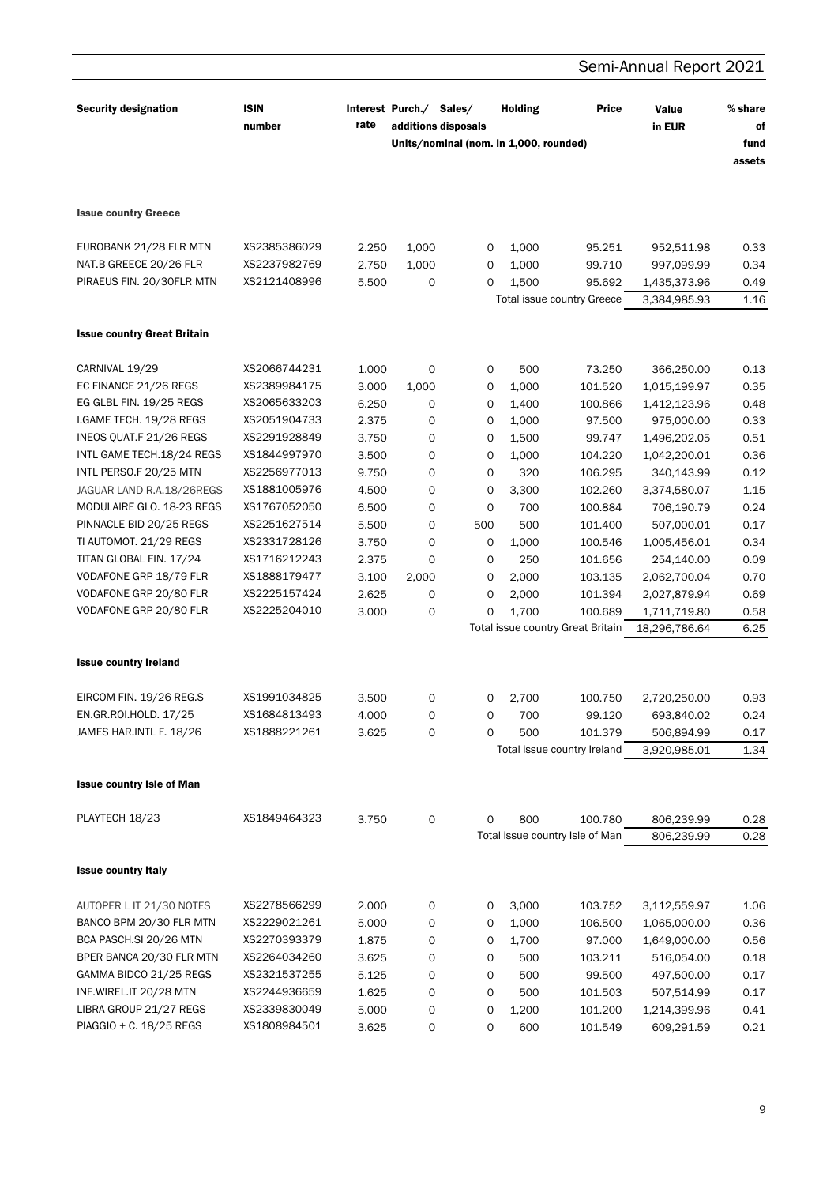| Security designation | ISIN number | Interest rate | Purch./ additions | Sales/ disposals | Holding | Price | Value in EUR | % share of fund assets |
|---|---|---|---|---|---|---|---|---|
| | | | Units/nominal (nom. in 1,000, rounded) | | | | | |
| **Issue country Greece** | | | | | | | | |
| EUROBANK 21/28 FLR MTN | XS2385386029 | 2.250 | 1,000 | 0 | 1,000 | 95.251 | 952,511.98 | 0.33 |
| NAT.B GREECE 20/26 FLR | XS2237982769 | 2.750 | 1,000 | 0 | 1,000 | 99.710 | 997,099.99 | 0.34 |
| PIRAEUS FIN. 20/30FLR MTN | XS2121408996 | 5.500 | 0 | 0 | 1,500 | 95.692 | 1,435,373.96 | 0.49 |
| | | | | | Total issue country Greece | | 3,384,985.93 | 1.16 |
| **Issue country Great Britain** | | | | | | | | |
| CARNIVAL 19/29 | XS2066744231 | 1.000 | 0 | 0 | 500 | 73.250 | 366,250.00 | 0.13 |
| EC FINANCE 21/26 REGS | XS2389984175 | 3.000 | 1,000 | 0 | 1,000 | 101.520 | 1,015,199.97 | 0.35 |
| EG GLBL FIN. 19/25 REGS | XS2065633203 | 6.250 | 0 | 0 | 1,400 | 100.866 | 1,412,123.96 | 0.48 |
| I.GAME TECH. 19/28 REGS | XS2051904733 | 2.375 | 0 | 0 | 1,000 | 97.500 | 975,000.00 | 0.33 |
| INEOS QUAT.F 21/26 REGS | XS2291928849 | 3.750 | 0 | 0 | 1,500 | 99.747 | 1,496,202.05 | 0.51 |
| INTL GAME TECH.18/24 REGS | XS1844997970 | 3.500 | 0 | 0 | 1,000 | 104.220 | 1,042,200.01 | 0.36 |
| INTL PERSO.F 20/25 MTN | XS2256977013 | 9.750 | 0 | 0 | 320 | 106.295 | 340,143.99 | 0.12 |
| JAGUAR LAND R.A.18/26REGS | XS1881005976 | 4.500 | 0 | 0 | 3,300 | 102.260 | 3,374,580.07 | 1.15 |
| MODULAIRE GLO. 18-23 REGS | XS1767052050 | 6.500 | 0 | 0 | 700 | 100.884 | 706,190.79 | 0.24 |
| PINNACLE BID 20/25 REGS | XS2251627514 | 5.500 | 0 | 500 | 500 | 101.400 | 507,000.01 | 0.17 |
| TI AUTOMOT. 21/29 REGS | XS2331728126 | 3.750 | 0 | 0 | 1,000 | 100.546 | 1,005,456.01 | 0.34 |
| TITAN GLOBAL FIN. 17/24 | XS1716212243 | 2.375 | 0 | 0 | 250 | 101.656 | 254,140.00 | 0.09 |
| VODAFONE GRP 18/79 FLR | XS1888179477 | 3.100 | 2,000 | 0 | 2,000 | 103.135 | 2,062,700.04 | 0.70 |
| VODAFONE GRP 20/80 FLR | XS2225157424 | 2.625 | 0 | 0 | 2,000 | 101.394 | 2,027,879.94 | 0.69 |
| VODAFONE GRP 20/80 FLR | XS2225204010 | 3.000 | 0 | 0 | 1,700 | 100.689 | 1,711,719.80 | 0.58 |
| | | | | | Total issue country Great Britain | | 18,296,786.64 | 6.25 |
| **Issue country Ireland** | | | | | | | | |
| EIRCOM FIN. 19/26 REG.S | XS1991034825 | 3.500 | 0 | 0 | 2,700 | 100.750 | 2,720,250.00 | 0.93 |
| EN.GR.ROI.HOLD. 17/25 | XS1684813493 | 4.000 | 0 | 0 | 700 | 99.120 | 693,840.02 | 0.24 |
| JAMES HAR.INTL F. 18/26 | XS1888221261 | 3.625 | 0 | 0 | 500 | 101.379 | 506,894.99 | 0.17 |
| | | | | | Total issue country Ireland | | 3,920,985.01 | 1.34 |
| **Issue country Isle of Man** | | | | | | | | |
| PLAYTECH 18/23 | XS1849464323 | 3.750 | 0 | 0 | 800 | 100.780 | 806,239.99 | 0.28 |
| | | | | | Total issue country Isle of Man | | 806,239.99 | 0.28 |
| **Issue country Italy** | | | | | | | | |
| AUTOPER L IT 21/30 NOTES | XS2278566299 | 2.000 | 0 | 0 | 3,000 | 103.752 | 3,112,559.97 | 1.06 |
| BANCO BPM 20/30 FLR MTN | XS2229021261 | 5.000 | 0 | 0 | 1,000 | 106.500 | 1,065,000.00 | 0.36 |
| BCA PASCH.SI 20/26 MTN | XS2270393379 | 1.875 | 0 | 0 | 1,700 | 97.000 | 1,649,000.00 | 0.56 |
| BPER BANCA 20/30 FLR MTN | XS2264034260 | 3.625 | 0 | 0 | 500 | 103.211 | 516,054.00 | 0.18 |
| GAMMA BIDCO 21/25 REGS | XS2321537255 | 5.125 | 0 | 0 | 500 | 99.500 | 497,500.00 | 0.17 |
| INF.WIREL.IT 20/28 MTN | XS2244936659 | 1.625 | 0 | 0 | 500 | 101.503 | 507,514.99 | 0.17 |
| LIBRA GROUP 21/27 REGS | XS2339830049 | 5.000 | 0 | 0 | 1,200 | 101.200 | 1,214,399.96 | 0.41 |
| PIAGGIO + C. 18/25 REGS | XS1808984501 | 3.625 | 0 | 0 | 600 | 101.549 | 609,291.59 | 0.21 |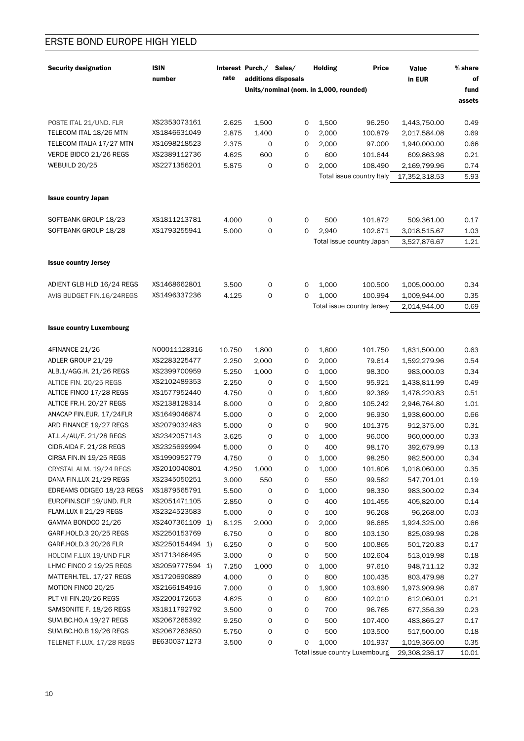## ERSTE BOND EUROPE HIGH YIELD

| Security designation | ISIN number | Interest rate | Purch./ additions | Sales/ disposals | Holding | Price | Value in EUR | % share of fund assets |
|---|---|---|---|---|---|---|---|---|
| | | | Units/nominal (nom. in 1,000, rounded) | | | | | |
| POSTE ITAL 21/UND. FLR | XS2353073161 | 2.625 | 1,500 | 0 | 1,500 | 96.250 | 1,443,750.00 | 0.49 |
| TELECOM ITAL 18/26 MTN | XS1846631049 | 2.875 | 1,400 | 0 | 2,000 | 100.879 | 2,017,584.08 | 0.69 |
| TELECOM ITALIA 17/27 MTN | XS1698218523 | 2.375 | 0 | 0 | 2,000 | 97.000 | 1,940,000.00 | 0.66 |
| VERDE BIDCO 21/26 REGS | XS2389112736 | 4.625 | 600 | 0 | 600 | 101.644 | 609,863.98 | 0.21 |
| WEBUILD 20/25 | XS2271356201 | 5.875 | 0 | 0 | 2,000 | 108.490 | 2,169,799.96 | 0.74 |
| | | | | | Total issue country Italy | | 17,352,318.53 | 5.93 |
| **Issue country Japan** | | | | | | | | |
| SOFTBANK GROUP 18/23 | XS1811213781 | 4.000 | 0 | 0 | 500 | 101.872 | 509,361.00 | 0.17 |
| SOFTBANK GROUP 18/28 | XS1793255941 | 5.000 | 0 | 0 | 2,940 | 102.671 | 3,018,515.67 | 1.03 |
| | | | | | Total issue country Japan | | 3,527,876.67 | 1.21 |
| **Issue country Jersey** | | | | | | | | |
| ADIENT GLB HLD 16/24 REGS | XS1468662801 | 3.500 | 0 | 0 | 1,000 | 100.500 | 1,005,000.00 | 0.34 |
| AVIS BUDGET FIN.16/24REGS | XS1496337236 | 4.125 | 0 | 0 | 1,000 | 100.994 | 1,009,944.00 | 0.35 |
| | | | | | Total issue country Jersey | | 2,014,944.00 | 0.69 |
| **Issue country Luxembourg** | | | | | | | | |
| 4FINANCE 21/26 | NO0011128316 | 10.750 | 1,800 | 0 | 1,800 | 101.750 | 1,831,500.00 | 0.63 |
| ADLER GROUP 21/29 | XS2283225477 | 2.250 | 2,000 | 0 | 2,000 | 79.614 | 1,592,279.96 | 0.54 |
| ALB.1/AGG.H. 21/26 REGS | XS2399700959 | 5.250 | 1,000 | 0 | 1,000 | 98.300 | 983,000.03 | 0.34 |
| ALTICE FIN. 20/25 REGS | XS2102489353 | 2.250 | 0 | 0 | 1,500 | 95.921 | 1,438,811.99 | 0.49 |
| ALTICE FINCO 17/28 REGS | XS1577952440 | 4.750 | 0 | 0 | 1,600 | 92.389 | 1,478,220.83 | 0.51 |
| ALTICE FR.H. 20/27 REGS | XS2138128314 | 8.000 | 0 | 0 | 2,800 | 105.242 | 2,946,764.80 | 1.01 |
| ANACAP FIN.EUR. 17/24FLR | XS1649046874 | 5.000 | 0 | 0 | 2,000 | 96.930 | 1,938,600.00 | 0.66 |
| ARD FINANCE 19/27 REGS | XS2079032483 | 5.000 | 0 | 0 | 900 | 101.375 | 912,375.00 | 0.31 |
| AT.L.4/AU/F. 21/28 REGS | XS2342057143 | 3.625 | 0 | 0 | 1,000 | 96.000 | 960,000.00 | 0.33 |
| CIDR.AIDA F. 21/28 REGS | XS2325699994 | 5.000 | 0 | 0 | 400 | 98.170 | 392,679.99 | 0.13 |
| CIRSA FIN.IN 19/25 REGS | XS1990952779 | 4.750 | 0 | 0 | 1,000 | 98.250 | 982,500.00 | 0.34 |
| CRYSTAL ALM. 19/24 REGS | XS2010040801 | 4.250 | 1,000 | 0 | 1,000 | 101.806 | 1,018,060.00 | 0.35 |
| DANA FIN.LUX 21/29 REGS | XS2345050251 | 3.000 | 550 | 0 | 550 | 99.582 | 547,701.01 | 0.19 |
| EDREAMS ODIGEO 18/23 REGS | XS1879565791 | 5.500 | 0 | 0 | 1,000 | 98.330 | 983,300.02 | 0.34 |
| EUROFIN.SCIF 19/UND. FLR | XS2051471105 | 2.850 | 0 | 0 | 400 | 101.455 | 405,820.00 | 0.14 |
| FLAM.LUX II 21/29 REGS | XS2324523583 | 5.000 | 0 | 0 | 100 | 96.268 | 96,268.00 | 0.03 |
| GAMMA BONDCO 21/26 | XS2407361109 1) | 8.125 | 2,000 | 0 | 2,000 | 96.685 | 1,924,325.00 | 0.66 |
| GARF.HOLD.3 20/25 REGS | XS2250153769 | 6.750 | 0 | 0 | 800 | 103.130 | 825,039.98 | 0.28 |
| GARF.HOLD.3 20/26 FLR | XS2250154494 1) | 6.250 | 0 | 0 | 500 | 100.865 | 501,720.83 | 0.17 |
| HOLCIM F.LUX 19/UND FLR | XS1713466495 | 3.000 | 0 | 0 | 500 | 102.604 | 513,019.98 | 0.18 |
| LHMC FINCO 2 19/25 REGS | XS2059777594 1) | 7.250 | 1,000 | 0 | 1,000 | 97.610 | 948,711.12 | 0.32 |
| MATTERH.TEL. 17/27 REGS | XS1720690889 | 4.000 | 0 | 0 | 800 | 100.435 | 803,479.98 | 0.27 |
| MOTION FINCO 20/25 | XS2166184916 | 7.000 | 0 | 0 | 1,900 | 103.890 | 1,973,909.98 | 0.67 |
| PLT VII FIN.20/26 REGS | XS2200172653 | 4.625 | 0 | 0 | 600 | 102.010 | 612,060.01 | 0.21 |
| SAMSONITE F. 18/26 REGS | XS1811792792 | 3.500 | 0 | 0 | 700 | 96.765 | 677,356.39 | 0.23 |
| SUM.BC.HO.A 19/27 REGS | XS2067265392 | 9.250 | 0 | 0 | 500 | 107.400 | 483,865.27 | 0.17 |
| SUM.BC.HO.B 19/26 REGS | XS2067263850 | 5.750 | 0 | 0 | 500 | 103.500 | 517,500.00 | 0.18 |
| TELENET F.LUX. 17/28 REGS | BE6300371273 | 3.500 | 0 | 0 | 1,000 | 101.937 | 1,019,366.00 | 0.35 |
| | | | | | Total issue country Luxembourg | | 29,308,236.17 | 10.01 |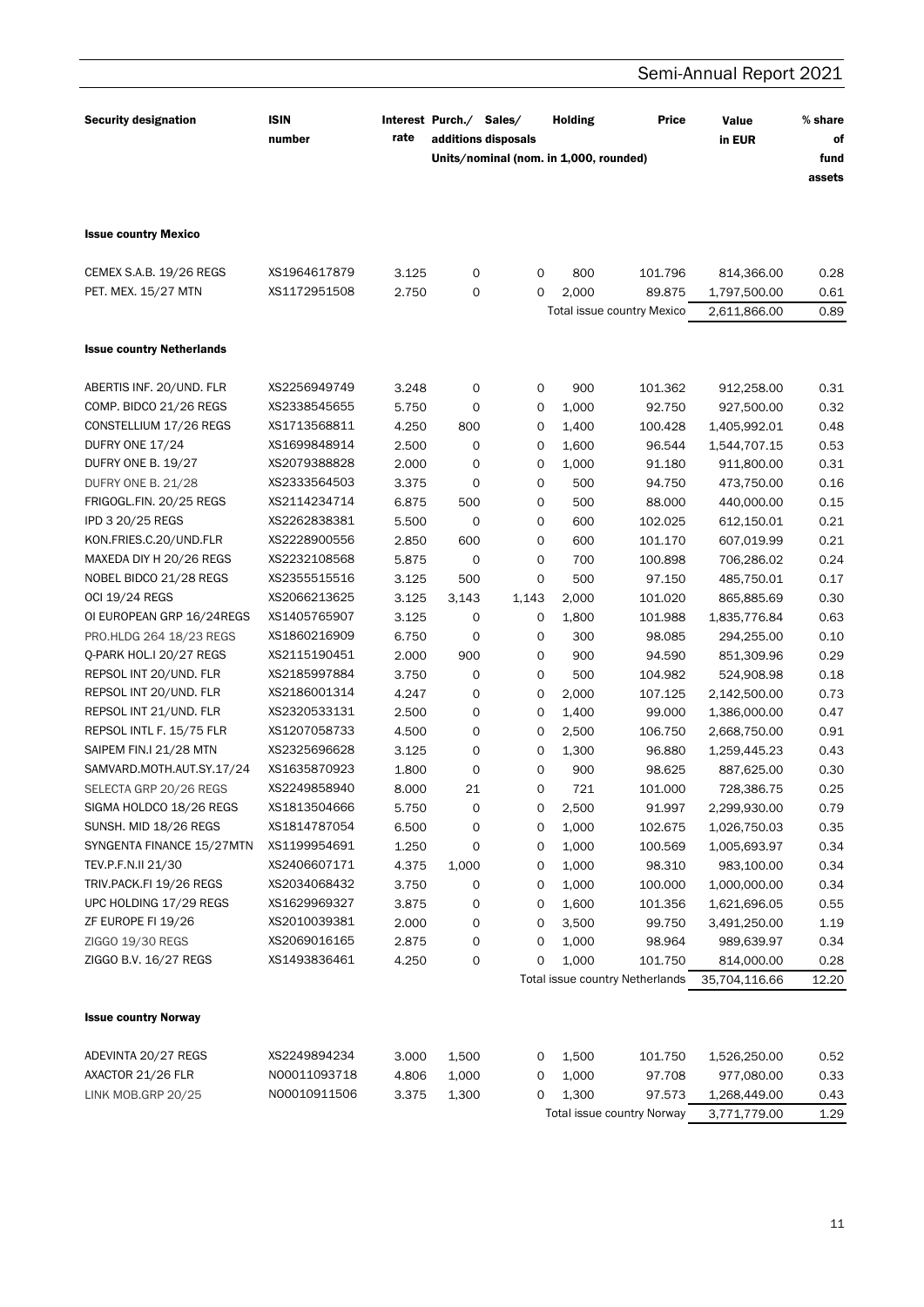| Security designation | ISIN number | Interest rate | Purch./ additions | Sales/ disposals | Holding | Price | Value in EUR | % share of fund assets |
|---|---|---|---|---|---|---|---|---|
| | | | Units/nominal (nom. in 1,000, rounded) | | | | | |
| **Issue country Mexico** | | | | | | | | |
| CEMEX S.A.B. 19/26 REGS | XS1964617879 | 3.125 | 0 | 0 | 800 | 101.796 | 814,366.00 | 0.28 |
| PET. MEX. 15/27 MTN | XS1172951508 | 2.750 | 0 | 0 | 2,000 | 89.875 | 1,797,500.00 | 0.61 |
| | | | | | Total issue country Mexico | | 2,611,866.00 | 0.89 |
| **Issue country Netherlands** | | | | | | | | |
| ABERTIS INF. 20/UND. FLR | XS2256949749 | 3.248 | 0 | 0 | 900 | 101.362 | 912,258.00 | 0.31 |
| COMP. BIDCO 21/26 REGS | XS2338545655 | 5.750 | 0 | 0 | 1,000 | 92.750 | 927,500.00 | 0.32 |
| CONSTELLIUM 17/26 REGS | XS1713568811 | 4.250 | 800 | 0 | 1,400 | 100.428 | 1,405,992.01 | 0.48 |
| DUFRY ONE 17/24 | XS1699848914 | 2.500 | 0 | 0 | 1,600 | 96.544 | 1,544,707.15 | 0.53 |
| DUFRY ONE B. 19/27 | XS2079388828 | 2.000 | 0 | 0 | 1,000 | 91.180 | 911,800.00 | 0.31 |
| DUFRY ONE B. 21/28 | XS2333564503 | 3.375 | 0 | 0 | 500 | 94.750 | 473,750.00 | 0.16 |
| FRIGOGL.FIN. 20/25 REGS | XS2114234714 | 6.875 | 500 | 0 | 500 | 88.000 | 440,000.00 | 0.15 |
| IPD 3 20/25 REGS | XS2262838381 | 5.500 | 0 | 0 | 600 | 102.025 | 612,150.01 | 0.21 |
| KON.FRIES.C.20/UND.FLR | XS2228900556 | 2.850 | 600 | 0 | 600 | 101.170 | 607,019.99 | 0.21 |
| MAXEDA DIY H 20/26 REGS | XS2232108568 | 5.875 | 0 | 0 | 700 | 100.898 | 706,286.02 | 0.24 |
| NOBEL BIDCO 21/28 REGS | XS2355515516 | 3.125 | 500 | 0 | 500 | 97.150 | 485,750.01 | 0.17 |
| OCI 19/24 REGS | XS2066213625 | 3.125 | 3,143 | 1,143 | 2,000 | 101.020 | 865,885.69 | 0.30 |
| OI EUROPEAN GRP 16/24REGS | XS1405765907 | 3.125 | 0 | 0 | 1,800 | 101.988 | 1,835,776.84 | 0.63 |
| PRO.HLDG 264 18/23 REGS | XS1860216909 | 6.750 | 0 | 0 | 300 | 98.085 | 294,255.00 | 0.10 |
| Q-PARK HOL.I 20/27 REGS | XS2115190451 | 2.000 | 900 | 0 | 900 | 94.590 | 851,309.96 | 0.29 |
| REPSOL INT 20/UND. FLR | XS2185997884 | 3.750 | 0 | 0 | 500 | 104.982 | 524,908.98 | 0.18 |
| REPSOL INT 20/UND. FLR | XS2186001314 | 4.247 | 0 | 0 | 2,000 | 107.125 | 2,142,500.00 | 0.73 |
| REPSOL INT 21/UND. FLR | XS2320533131 | 2.500 | 0 | 0 | 1,400 | 99.000 | 1,386,000.00 | 0.47 |
| REPSOL INTL F. 15/75 FLR | XS1207058733 | 4.500 | 0 | 0 | 2,500 | 106.750 | 2,668,750.00 | 0.91 |
| SAIPEM FIN.I 21/28 MTN | XS2325696628 | 3.125 | 0 | 0 | 1,300 | 96.880 | 1,259,445.23 | 0.43 |
| SAMVARD.MOTH.AUT.SY.17/24 | XS1635870923 | 1.800 | 0 | 0 | 900 | 98.625 | 887,625.00 | 0.30 |
| SELECTA GRP 20/26 REGS | XS2249858940 | 8.000 | 21 | 0 | 721 | 101.000 | 728,386.75 | 0.25 |
| SIGMA HOLDCO 18/26 REGS | XS1813504666 | 5.750 | 0 | 0 | 2,500 | 91.997 | 2,299,930.00 | 0.79 |
| SUNSH. MID 18/26 REGS | XS1814787054 | 6.500 | 0 | 0 | 1,000 | 102.675 | 1,026,750.03 | 0.35 |
| SYNGENTA FINANCE 15/27MTN | XS1199954691 | 1.250 | 0 | 0 | 1,000 | 100.569 | 1,005,693.97 | 0.34 |
| TEV.P.F.N.II 21/30 | XS2406607171 | 4.375 | 1,000 | 0 | 1,000 | 98.310 | 983,100.00 | 0.34 |
| TRIV.PACK.FI 19/26 REGS | XS2034068432 | 3.750 | 0 | 0 | 1,000 | 100.000 | 1,000,000.00 | 0.34 |
| UPC HOLDING 17/29 REGS | XS1629969327 | 3.875 | 0 | 0 | 1,600 | 101.356 | 1,621,696.05 | 0.55 |
| ZF EUROPE FI 19/26 | XS2010039381 | 2.000 | 0 | 0 | 3,500 | 99.750 | 3,491,250.00 | 1.19 |
| ZIGGO 19/30 REGS | XS2069016165 | 2.875 | 0 | 0 | 1,000 | 98.964 | 989,639.97 | 0.34 |
| ZIGGO B.V. 16/27 REGS | XS1493836461 | 4.250 | 0 | 0 | 1,000 | 101.750 | 814,000.00 | 0.28 |
| | | | | | Total issue country Netherlands | | 35,704,116.66 | 12.20 |
| **Issue country Norway** | | | | | | | | |
| ADEVINTA 20/27 REGS | XS2249894234 | 3.000 | 1,500 | 0 | 1,500 | 101.750 | 1,526,250.00 | 0.52 |
| AXACTOR 21/26 FLR | NO0011093718 | 4.806 | 1,000 | 0 | 1,000 | 97.708 | 977,080.00 | 0.33 |
| LINK MOB.GRP 20/25 | NO0010911506 | 3.375 | 1,300 | 0 | 1,300 | 97.573 | 1,268,449.00 | 0.43 |
| | | | | | Total issue country Norway | | 3,771,779.00 | 1.29 |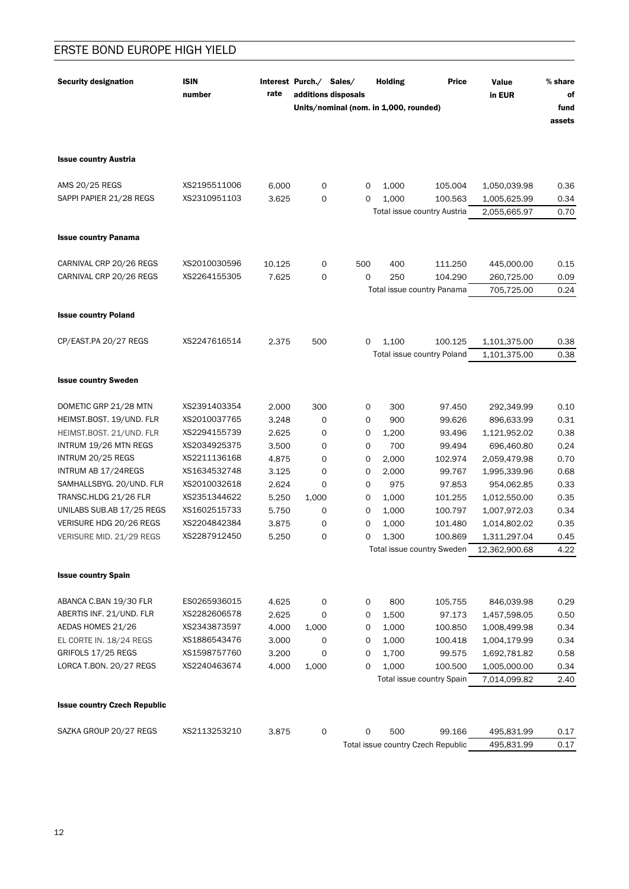## ERSTE BOND EUROPE HIGH YIELD

| Security designation | ISIN number | Interest rate | Purch./ additions | Sales/ disposals | Holding | Price | Value in EUR | % share of fund assets |
|---|---|---|---|---|---|---|---|---|
| | | | Units/nominal (nom. in 1,000, rounded) | | | | | |
| **Issue country Austria** | | | | | | | | |
| AMS 20/25 REGS | XS2195511006 | 6.000 | 0 | 0 | 1,000 | 105.004 | 1,050,039.98 | 0.36 |
| SAPPI PAPIER 21/28 REGS | XS2310951103 | 3.625 | 0 | 0 | 1,000 | 100.563 | 1,005,625.99 | 0.34 |
| | | | | | Total issue country Austria | | 2,055,665.97 | 0.70 |
| **Issue country Panama** | | | | | | | | |
| CARNIVAL CRP 20/26 REGS | XS2010030596 | 10.125 | 0 | 500 | 400 | 111.250 | 445,000.00 | 0.15 |
| CARNIVAL CRP 20/26 REGS | XS2264155305 | 7.625 | 0 | 0 | 250 | 104.290 | 260,725.00 | 0.09 |
| | | | | | Total issue country Panama | | 705,725.00 | 0.24 |
| **Issue country Poland** | | | | | | | | |
| CP/EAST.PA 20/27 REGS | XS2247616514 | 2.375 | 500 | 0 | 1,100 | 100.125 | 1,101,375.00 | 0.38 |
| | | | | | Total issue country Poland | | 1,101,375.00 | 0.38 |
| **Issue country Sweden** | | | | | | | | |
| DOMETIC GRP 21/28 MTN | XS2391403354 | 2.000 | 300 | 0 | 300 | 97.450 | 292,349.99 | 0.10 |
| HEIMST.BOST. 19/UND. FLR | XS2010037765 | 3.248 | 0 | 0 | 900 | 99.626 | 896,633.99 | 0.31 |
| HEIMST.BOST. 21/UND. FLR | XS2294155739 | 2.625 | 0 | 0 | 1,200 | 93.496 | 1,121,952.02 | 0.38 |
| INTRUM 19/26 MTN REGS | XS2034925375 | 3.500 | 0 | 0 | 700 | 99.494 | 696,460.80 | 0.24 |
| INTRUM 20/25 REGS | XS2211136168 | 4.875 | 0 | 0 | 2,000 | 102.974 | 2,059,479.98 | 0.70 |
| INTRUM AB 17/24REGS | XS1634532748 | 3.125 | 0 | 0 | 2,000 | 99.767 | 1,995,339.96 | 0.68 |
| SAMHALLSBYG. 20/UND. FLR | XS2010032618 | 2.624 | 0 | 0 | 975 | 97.853 | 954,062.85 | 0.33 |
| TRANSC.HLDG 21/26 FLR | XS2351344622 | 5.250 | 1,000 | 0 | 1,000 | 101.255 | 1,012,550.00 | 0.35 |
| UNILABS SUB.AB 17/25 REGS | XS1602515733 | 5.750 | 0 | 0 | 1,000 | 100.797 | 1,007,972.03 | 0.34 |
| VERISURE HDG 20/26 REGS | XS2204842384 | 3.875 | 0 | 0 | 1,000 | 101.480 | 1,014,802.02 | 0.35 |
| VERISURE MID. 21/29 REGS | XS2287912450 | 5.250 | 0 | 0 | 1,300 | 100.869 | 1,311,297.04 | 0.45 |
| | | | | | Total issue country Sweden | | 12,362,900.68 | 4.22 |
| **Issue country Spain** | | | | | | | | |
| ABANCA C.BAN 19/30 FLR | ES0265936015 | 4.625 | 0 | 0 | 800 | 105.755 | 846,039.98 | 0.29 |
| ABERTIS INF. 21/UND. FLR | XS2282606578 | 2.625 | 0 | 0 | 1,500 | 97.173 | 1,457,598.05 | 0.50 |
| AEDAS HOMES 21/26 | XS2343873597 | 4.000 | 1,000 | 0 | 1,000 | 100.850 | 1,008,499.98 | 0.34 |
| EL CORTE IN. 18/24 REGS | XS1886543476 | 3.000 | 0 | 0 | 1,000 | 100.418 | 1,004,179.99 | 0.34 |
| GRIFOLS 17/25 REGS | XS1598757760 | 3.200 | 0 | 0 | 1,700 | 99.575 | 1,692,781.82 | 0.58 |
| LORCA T.BON. 20/27 REGS | XS2240463674 | 4.000 | 1,000 | 0 | 1,000 | 100.500 | 1,005,000.00 | 0.34 |
| | | | | | Total issue country Spain | | 7,014,099.82 | 2.40 |
| **Issue country Czech Republic** | | | | | | | | |
| SAZKA GROUP 20/27 REGS | XS2113253210 | 3.875 | 0 | 0 | 500 | 99.166 | 495,831.99 | 0.17 |
| | | | | | Total issue country Czech Republic | | 495,831.99 | 0.17 |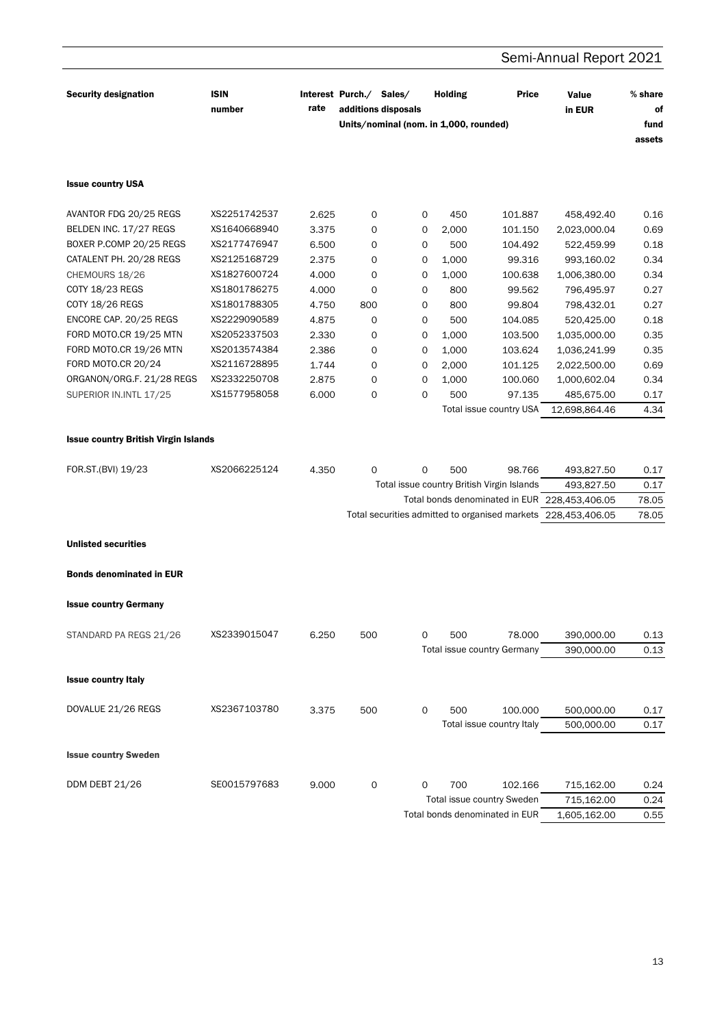| Security designation | ISIN number | Interest rate | Purch./ additions | Sales/ disposals | Holding | Price | Value in EUR | % share of fund assets |
|---|---|---|---|---|---|---|---|---|
| | | | Units/nominal (nom. in 1,000, rounded) | | | | | |
| **Issue country USA** | | | | | | | | |
| AVANTOR FDG 20/25 REGS | XS2251742537 | 2.625 | 0 | 0 | 450 | 101.887 | 458,492.40 | 0.16 |
| BELDEN INC. 17/27 REGS | XS1640668940 | 3.375 | 0 | 0 | 2,000 | 101.150 | 2,023,000.04 | 0.69 |
| BOXER P.COMP 20/25 REGS | XS2177476947 | 6.500 | 0 | 0 | 500 | 104.492 | 522,459.99 | 0.18 |
| CATALENT PH. 20/28 REGS | XS2125168729 | 2.375 | 0 | 0 | 1,000 | 99.316 | 993,160.02 | 0.34 |
| CHEMOURS 18/26 | XS1827600724 | 4.000 | 0 | 0 | 1,000 | 100.638 | 1,006,380.00 | 0.34 |
| COTY 18/23 REGS | XS1801786275 | 4.000 | 0 | 0 | 800 | 99.562 | 796,495.97 | 0.27 |
| COTY 18/26 REGS | XS1801788305 | 4.750 | 800 | 0 | 800 | 99.804 | 798,432.01 | 0.27 |
| ENCORE CAP. 20/25 REGS | XS2229090589 | 4.875 | 0 | 0 | 500 | 104.085 | 520,425.00 | 0.18 |
| FORD MOTO.CR 19/25 MTN | XS2052337503 | 2.330 | 0 | 0 | 1,000 | 103.500 | 1,035,000.00 | 0.35 |
| FORD MOTO.CR 19/26 MTN | XS2013574384 | 2.386 | 0 | 0 | 1,000 | 103.624 | 1,036,241.99 | 0.35 |
| FORD MOTO.CR 20/24 | XS2116728895 | 1.744 | 0 | 0 | 2,000 | 101.125 | 2,022,500.00 | 0.69 |
| ORGANON/ORG.F. 21/28 REGS | XS2332250708 | 2.875 | 0 | 0 | 1,000 | 100.060 | 1,000,602.04 | 0.34 |
| SUPERIOR IN.INTL 17/25 | XS1577958058 | 6.000 | 0 | 0 | 500 | 97.135 | 485,675.00 | 0.17 |
| | | | | | | Total issue country USA | 12,698,864.46 | 4.34 |
| **Issue country British Virgin Islands** | | | | | | | | |
| FOR.ST.(BVI) 19/23 | XS2066225124 | 4.350 | 0 | 0 | 500 | 98.766 | 493,827.50 | 0.17 |
| | | | | | | Total issue country British Virgin Islands | 493,827.50 | 0.17 |
| | | | | | | Total bonds denominated in EUR | 228,453,406.05 | 78.05 |
| | | | | | | Total securities admitted to organised markets | 228,453,406.05 | 78.05 |
| **Unlisted securities** | | | | | | | | |
| **Bonds denominated in EUR** | | | | | | | | |
| **Issue country Germany** | | | | | | | | |
| STANDARD PA REGS 21/26 | XS2339015047 | 6.250 | 500 | 0 | 500 | 78.000 | 390,000.00 | 0.13 |
| | | | | | | Total issue country Germany | 390,000.00 | 0.13 |
| **Issue country Italy** | | | | | | | | |
| DOVALUE 21/26 REGS | XS2367103780 | 3.375 | 500 | 0 | 500 | 100.000 | 500,000.00 | 0.17 |
| | | | | | | Total issue country Italy | 500,000.00 | 0.17 |
| **Issue country Sweden** | | | | | | | | |
| DDM DEBT 21/26 | SE0015797683 | 9.000 | 0 | 0 | 700 | 102.166 | 715,162.00 | 0.24 |
| | | | | | | Total issue country Sweden | 715,162.00 | 0.24 |
| | | | | | | Total bonds denominated in EUR | 1,605,162.00 | 0.55 |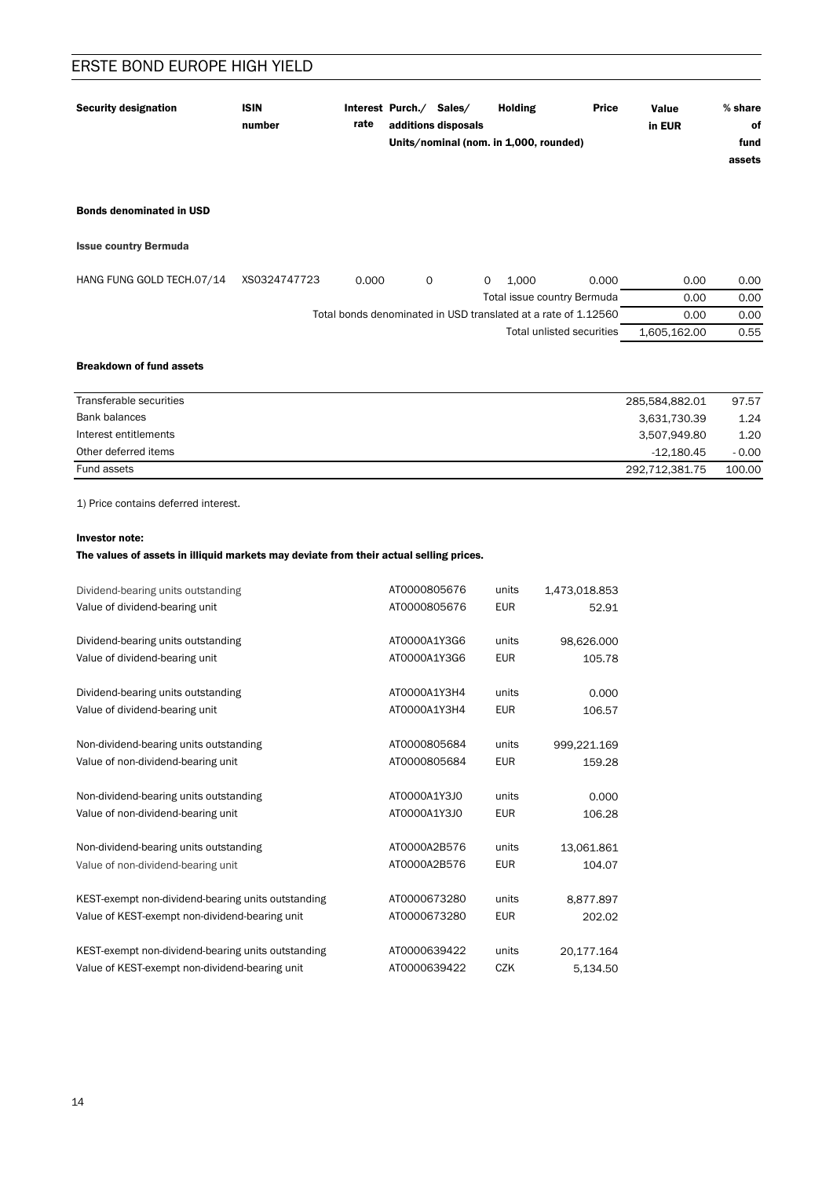| Security designation | ISIN number | Interest rate | Purch./ additions | Sales/ disposals | Holding | Price | Value in EUR | % share of fund assets |
|---|---|---|---|---|---|---|---|---|
| | | | Units/nominal (nom. in 1,000, rounded) | | | | | |
| **Bonds denominated in USD** | | | | | | | | |
| **Issue country Bermuda** | | | | | | | | |
| HANG FUNG GOLD TECH.07/14 | XS0324747723 | 0.000 | 0 | 0 | 1,000 | 0.000 | 0.00 | 0.00 |
| | | | | | | Total issue country Bermuda | 0.00 | 0.00 |
| | | | | | | Total bonds denominated in USD translated at a rate of 1.12560 | 0.00 | 0.00 |
| | | | | | | Total unlisted securities | 1,605,162.00 | 0.55 |

**Breakdown of fund assets**

| | | |
|---|---|---|
| Transferable securities | 285,584,882.01 | 97.57 |
| Bank balances | 3,631,730.39 | 1.24 |
| Interest entitlements | 3,507,949.80 | 1.20 |
| Other deferred items | -12,180.45 | - 0.00 |
| Fund assets | 292,712,381.75 | 100.00 |

1) Price contains deferred interest.

**Investor note:**

**The values of assets in illiquid markets may deviate from their actual selling prices.**

| | | | |
|---|---|---|---|
| Dividend-bearing units outstanding | AT0000805676 | units | 1,473,018.853 |
| Value of dividend-bearing unit | AT0000805676 | EUR | 52.91 |
| Dividend-bearing units outstanding | AT0000A1Y3G6 | units | 98,626.000 |
| Value of dividend-bearing unit | AT0000A1Y3G6 | EUR | 105.78 |
| Dividend-bearing units outstanding | AT0000A1Y3H4 | units | 0.000 |
| Value of dividend-bearing unit | AT0000A1Y3H4 | EUR | 106.57 |
| Non-dividend-bearing units outstanding | AT0000805684 | units | 999,221.169 |
| Value of non-dividend-bearing unit | AT0000805684 | EUR | 159.28 |
| Non-dividend-bearing units outstanding | AT0000A1Y3J0 | units | 0.000 |
| Value of non-dividend-bearing unit | AT0000A1Y3J0 | EUR | 106.28 |
| Non-dividend-bearing units outstanding | AT0000A2B576 | units | 13,061.861 |
| Value of non-dividend-bearing unit | AT0000A2B576 | EUR | 104.07 |
| KEST-exempt non-dividend-bearing units outstanding | AT0000673280 | units | 8,877.897 |
| Value of KEST-exempt non-dividend-bearing unit | AT0000673280 | EUR | 202.02 |
| KEST-exempt non-dividend-bearing units outstanding | AT0000639422 | units | 20,177.164 |
| Value of KEST-exempt non-dividend-bearing unit | AT0000639422 | CZK | 5,134.50 |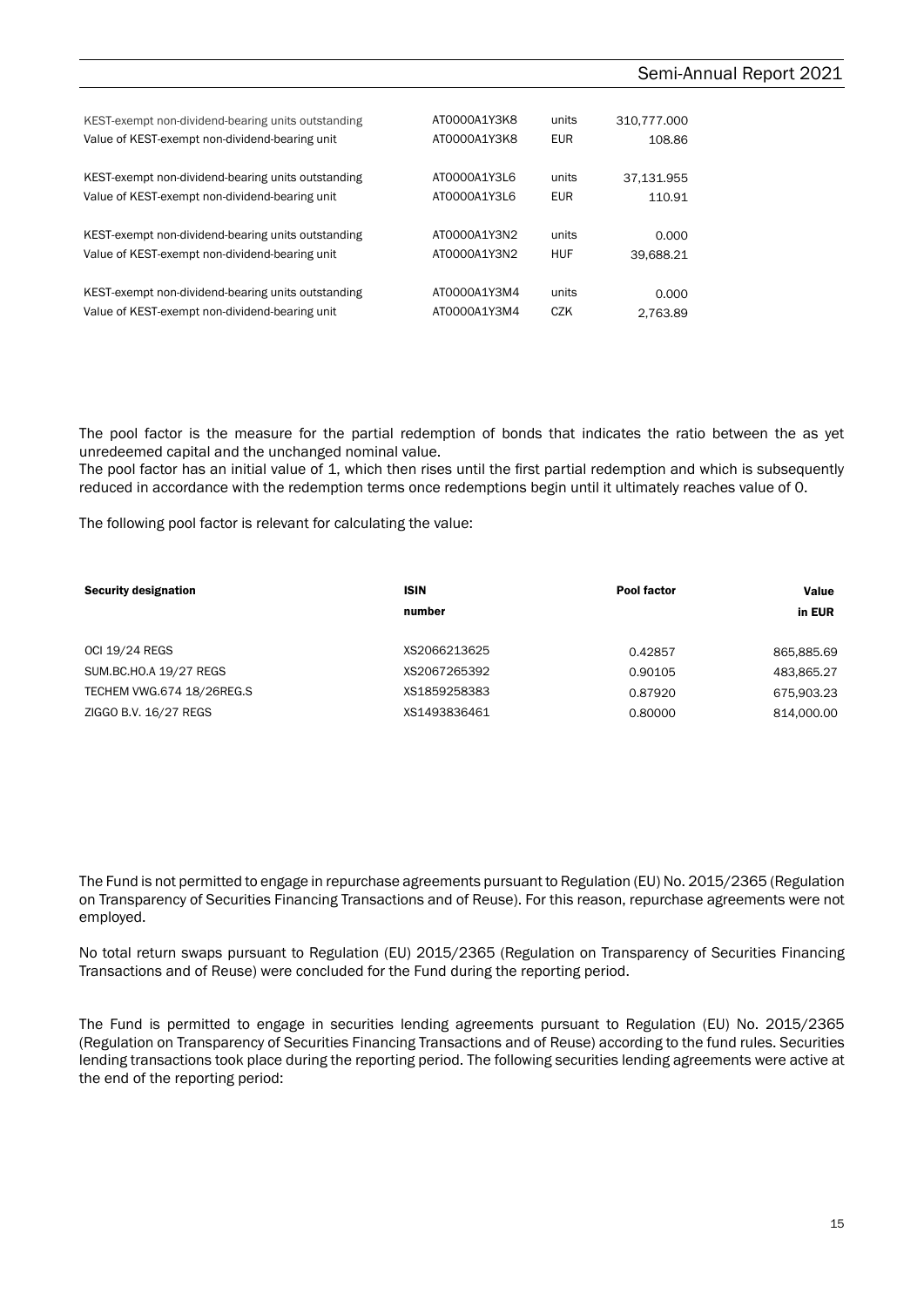| | | | |
|---|---|---|---|
| KEST-exempt non-dividend-bearing units outstanding | AT0000A1Y3K8 | units | 310,777.000 |
| Value of KEST-exempt non-dividend-bearing unit | AT0000A1Y3K8 | EUR | 108.86 |
| KEST-exempt non-dividend-bearing units outstanding | AT0000A1Y3L6 | units | 37,131.955 |
| Value of KEST-exempt non-dividend-bearing unit | AT0000A1Y3L6 | EUR | 110.91 |
| KEST-exempt non-dividend-bearing units outstanding | AT0000A1Y3N2 | units | 0.000 |
| Value of KEST-exempt non-dividend-bearing unit | AT0000A1Y3N2 | HUF | 39,688.21 |
| KEST-exempt non-dividend-bearing units outstanding | AT0000A1Y3M4 | units | 0.000 |
| Value of KEST-exempt non-dividend-bearing unit | AT0000A1Y3M4 | CZK | 2,763.89 |

The pool factor is the measure for the partial redemption of bonds that indicates the ratio between the as yet unredeemed capital and the unchanged nominal value.
The pool factor has an initial value of 1, which then rises until the first partial redemption and which is subsequently reduced in accordance with the redemption terms once redemptions begin until it ultimately reaches value of 0.

The following pool factor is relevant for calculating the value:

| **Security designation** | **ISIN number** | **Pool factor** | **Value in EUR** |
|---|---|---|---|
| OCI 19/24 REGS | XS2066213625 | 0.42857 | 865,885.69 |
| SUM.BC.HO.A 19/27 REGS | XS2067265392 | 0.90105 | 483,865.27 |
| TECHEM VWG.674 18/26REG.S | XS1859258383 | 0.87920 | 675,903.23 |
| ZIGGO B.V. 16/27 REGS | XS1493836461 | 0.80000 | 814,000.00 |

The Fund is not permitted to engage in repurchase agreements pursuant to Regulation (EU) No. 2015/2365 (Regulation on Transparency of Securities Financing Transactions and of Reuse). For this reason, repurchase agreements were not employed.

No total return swaps pursuant to Regulation (EU) 2015/2365 (Regulation on Transparency of Securities Financing Transactions and of Reuse) were concluded for the Fund during the reporting period.

The Fund is permitted to engage in securities lending agreements pursuant to Regulation (EU) No. 2015/2365 (Regulation on Transparency of Securities Financing Transactions and of Reuse) according to the fund rules. Securities lending transactions took place during the reporting period. The following securities lending agreements were active at the end of the reporting period: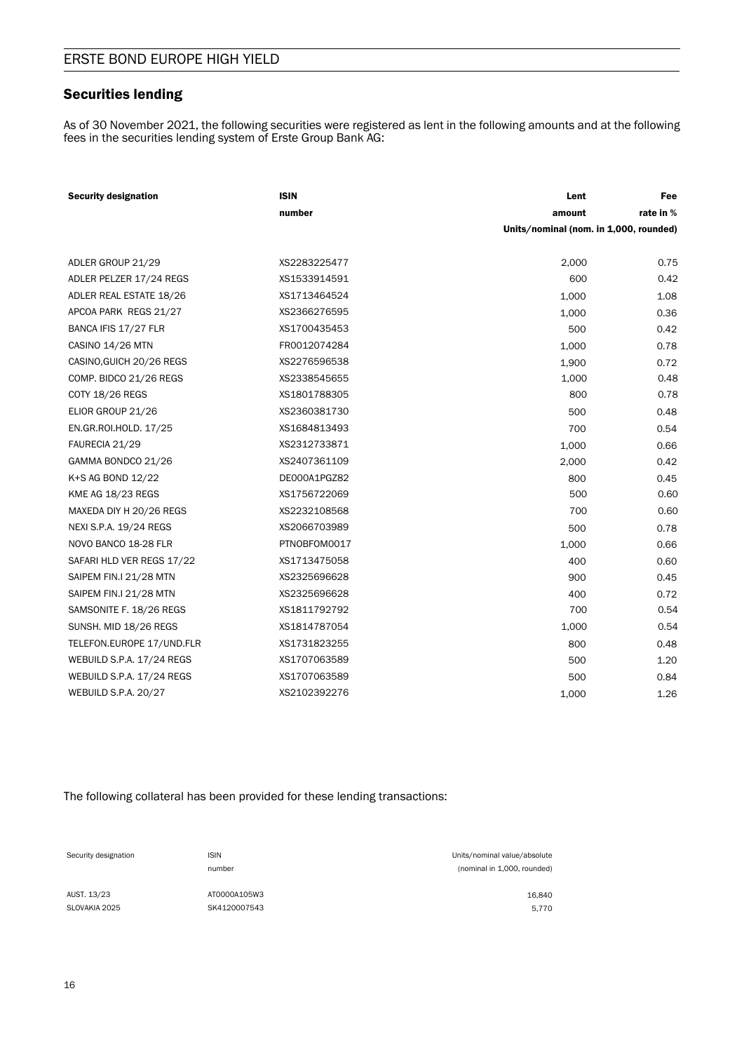## Securities lending

As of 30 November 2021, the following securities were registered as lent in the following amounts and at the following fees in the securities lending system of Erste Group Bank AG:

| Security designation | ISIN number | Lent amount | Fee rate in % |
|---|---|---|---|
| | | Units/nominal (nom. in 1,000, rounded) | |
| ADLER GROUP 21/29 | XS2283225477 | 2,000 | 0.75 |
| ADLER PELZER 17/24 REGS | XS1533914591 | 600 | 0.42 |
| ADLER REAL ESTATE 18/26 | XS1713464524 | 1,000 | 1.08 |
| APCOA PARK REGS 21/27 | XS2366276595 | 1,000 | 0.36 |
| BANCA IFIS 17/27 FLR | XS1700435453 | 500 | 0.42 |
| CASINO 14/26 MTN | FR0012074284 | 1,000 | 0.78 |
| CASINO,GUICH 20/26 REGS | XS2276596538 | 1,900 | 0.72 |
| COMP. BIDCO 21/26 REGS | XS2338545655 | 1,000 | 0.48 |
| COTY 18/26 REGS | XS1801788305 | 800 | 0.78 |
| ELIOR GROUP 21/26 | XS2360381730 | 500 | 0.48 |
| EN.GR.ROI.HOLD. 17/25 | XS1684813493 | 700 | 0.54 |
| FAURECIA 21/29 | XS2312733871 | 1,000 | 0.66 |
| GAMMA BONDCO 21/26 | XS2407361109 | 2,000 | 0.42 |
| K+S AG BOND 12/22 | DE000A1PGZ82 | 800 | 0.45 |
| KME AG 18/23 REGS | XS1756722069 | 500 | 0.60 |
| MAXEDA DIY H 20/26 REGS | XS2232108568 | 700 | 0.60 |
| NEXI S.P.A. 19/24 REGS | XS2066703989 | 500 | 0.78 |
| NOVO BANCO 18-28 FLR | PTNOBFOM0017 | 1,000 | 0.66 |
| SAFARI HLD VER REGS 17/22 | XS1713475058 | 400 | 0.60 |
| SAIPEM FIN.I 21/28 MTN | XS2325696628 | 900 | 0.45 |
| SAIPEM FIN.I 21/28 MTN | XS2325696628 | 400 | 0.72 |
| SAMSONITE F. 18/26 REGS | XS1811792792 | 700 | 0.54 |
| SUNSH. MID 18/26 REGS | XS1814787054 | 1,000 | 0.54 |
| TELEFON.EUROPE 17/UND.FLR | XS1731823255 | 800 | 0.48 |
| WEBUILD S.P.A. 17/24 REGS | XS1707063589 | 500 | 1.20 |
| WEBUILD S.P.A. 17/24 REGS | XS1707063589 | 500 | 0.84 |
| WEBUILD S.P.A. 20/27 | XS2102392276 | 1,000 | 1.26 |

The following collateral has been provided for these lending transactions:

| Security designation | ISIN number | Units/nominal value/absolute (nominal in 1,000, rounded) |
|---|---|---|
| AUST. 13/23 | AT0000A105W3 | 16,840 |
| SLOVAKIA 2025 | SK4120007543 | 5,770 |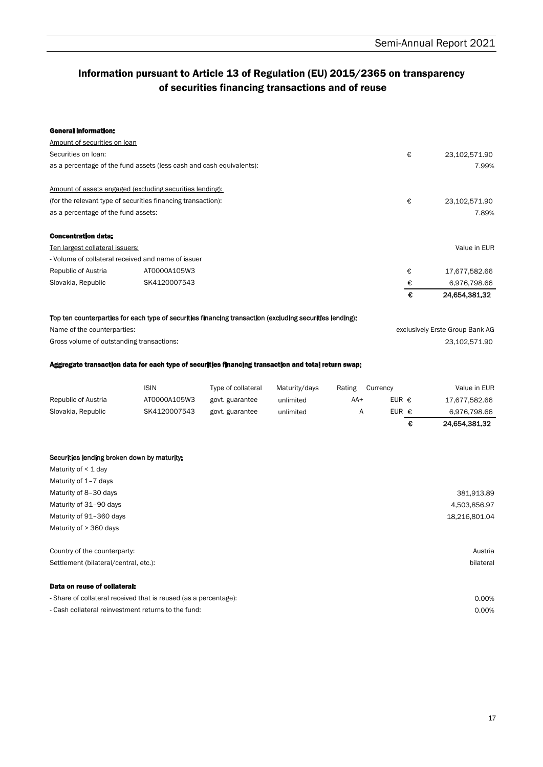# Information pursuant to Article 13 of Regulation (EU) 2015/2365 on transparency of securities financing transactions and of reuse

**General information:**

Amount of securities on loan

| | | |
|---|---|---|
| Securities on loan: | € | 23,102,571.90 |
| as a percentage of the fund assets (less cash and cash equivalents): | | 7.99% |

Amount of assets engaged (excluding securities lending):

| | | |
|---|---|---|
| (for the relevant type of securities financing transaction): | € | 23,102,571.90 |
| as a percentage of the fund assets: | | 7.89% |

**Concentration data:**

Ten largest collateral issuers:

- Volume of collateral received and name of issuer

| | | | Value in EUR |
|---|---|---|---|
| Republic of Austria | AT0000A105W3 | € | 17,677,582.66 |
| Slovakia, Republic | SK4120007543 | € | 6,976,798.66 |
| | | **€** | **24,654,381.32** |

**Top ten counterparties for each type of securities financing transaction (excluding securities lending):**

| | |
|---|---|
| Name of the counterparties: | exclusively Erste Group Bank AG |
| Gross volume of outstanding transactions: | 23,102,571.90 |

**Aggregate transaction data for each type of securities financing transaction and total return swap:**

| | ISIN | Type of collateral | Maturity/days | Rating | Currency | | Value in EUR |
|---|---|---|---|---|---|---|---|
| Republic of Austria | AT0000A105W3 | govt. guarantee | unlimited | AA+ | EUR | € | 17,677,582.66 |
| Slovakia, Republic | SK4120007543 | govt. guarantee | unlimited | A | EUR | € | 6,976,798.66 |
| | | | | | | **€** | **24,654,381.32** |

**Securities lending broken down by maturity:**

| | |
|---|---|
| Maturity of < 1 day | |
| Maturity of 1–7 days | |
| Maturity of 8–30 days | 381,913.89 |
| Maturity of 31–90 days | 4,503,856.97 |
| Maturity of 91–360 days | 18,216,801.04 |
| Maturity of > 360 days | |

| | |
|---|---|
| Country of the counterparty: | Austria |
| Settlement (bilateral/central, etc.): | bilateral |

**Data on reuse of collateral:**

| | |
|---|---|
| - Share of collateral received that is reused (as a percentage): | 0.00% |
| - Cash collateral reinvestment returns to the fund: | 0.00% |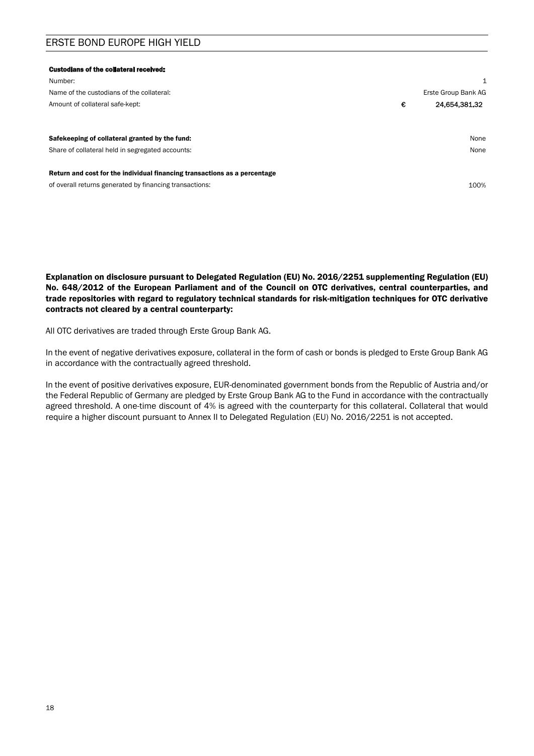**Custodians of the collateral received:**

| | | |
|---|---|---|
| Number: | | 1 |
| Name of the custodians of the collateral: | | Erste Group Bank AG |
| Amount of collateral safe-kept: | € | **24,654,381.32** |

| | |
|---|---|
| **Safekeeping of collateral granted by the fund:** | None |
| Share of collateral held in segregated accounts: | None |

**Return and cost for the individual financing transactions as a percentage**
of overall returns generated by financing transactions: 100%

**Explanation on disclosure pursuant to Delegated Regulation (EU) No. 2016/2251 supplementing Regulation (EU) No. 648/2012 of the European Parliament and of the Council on OTC derivatives, central counterparties, and trade repositories with regard to regulatory technical standards for risk-mitigation techniques for OTC derivative contracts not cleared by a central counterparty:**

All OTC derivatives are traded through Erste Group Bank AG.

In the event of negative derivatives exposure, collateral in the form of cash or bonds is pledged to Erste Group Bank AG in accordance with the contractually agreed threshold.

In the event of positive derivatives exposure, EUR-denominated government bonds from the Republic of Austria and/or the Federal Republic of Germany are pledged by Erste Group Bank AG to the Fund in accordance with the contractually agreed threshold. A one-time discount of 4% is agreed with the counterparty for this collateral. Collateral that would require a higher discount pursuant to Annex II to Delegated Regulation (EU) No. 2016/2251 is not accepted.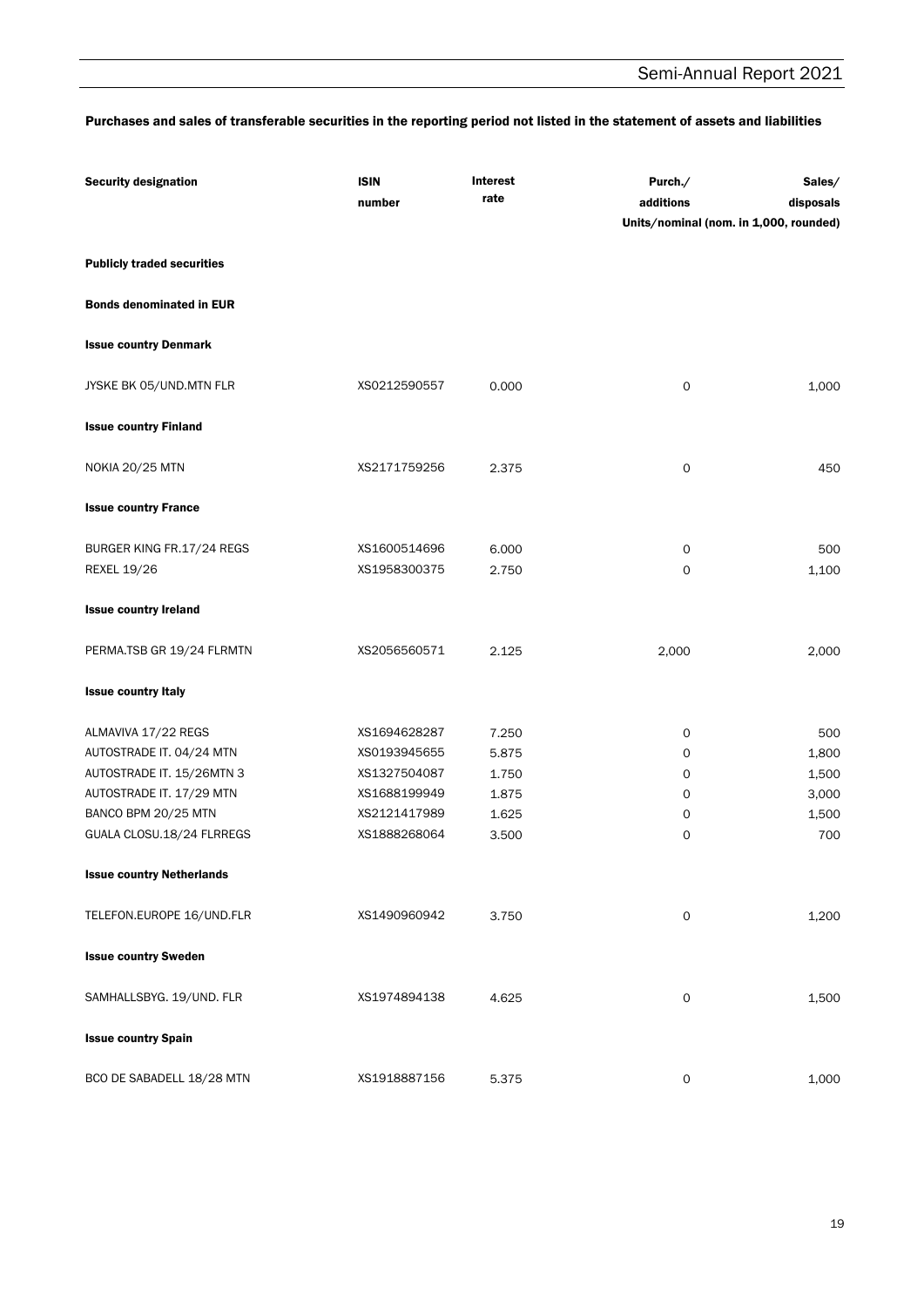### Purchases and sales of transferable securities in the reporting period not listed in the statement of assets and liabilities

| Security designation | ISIN number | Interest rate | Purch./ additions | Sales/ disposals |
|---|---|---|---|---|
| | | | Units/nominal (nom. in 1,000, rounded) | |
| **Publicly traded securities** | | | | |
| **Bonds denominated in EUR** | | | | |
| **Issue country Denmark** | | | | |
| JYSKE BK 05/UND.MTN FLR | XS0212590557 | 0.000 | 0 | 1,000 |
| **Issue country Finland** | | | | |
| NOKIA 20/25 MTN | XS2171759256 | 2.375 | 0 | 450 |
| **Issue country France** | | | | |
| BURGER KING FR.17/24 REGS | XS1600514696 | 6.000 | 0 | 500 |
| REXEL 19/26 | XS1958300375 | 2.750 | 0 | 1,100 |
| **Issue country Ireland** | | | | |
| PERMA.TSB GR 19/24 FLRMTN | XS2056560571 | 2.125 | 2,000 | 2,000 |
| **Issue country Italy** | | | | |
| ALMAVIVA 17/22 REGS | XS1694628287 | 7.250 | 0 | 500 |
| AUTOSTRADE IT. 04/24 MTN | XS0193945655 | 5.875 | 0 | 1,800 |
| AUTOSTRADE IT. 15/26MTN 3 | XS1327504087 | 1.750 | 0 | 1,500 |
| AUTOSTRADE IT. 17/29 MTN | XS1688199949 | 1.875 | 0 | 3,000 |
| BANCO BPM 20/25 MTN | XS2121417989 | 1.625 | 0 | 1,500 |
| GUALA CLOSU.18/24 FLRREGS | XS1888268064 | 3.500 | 0 | 700 |
| **Issue country Netherlands** | | | | |
| TELEFON.EUROPE 16/UND.FLR | XS1490960942 | 3.750 | 0 | 1,200 |
| **Issue country Sweden** | | | | |
| SAMHALLSBYG. 19/UND. FLR | XS1974894138 | 4.625 | 0 | 1,500 |
| **Issue country Spain** | | | | |
| BCO DE SABADELL 18/28 MTN | XS1918887156 | 5.375 | 0 | 1,000 |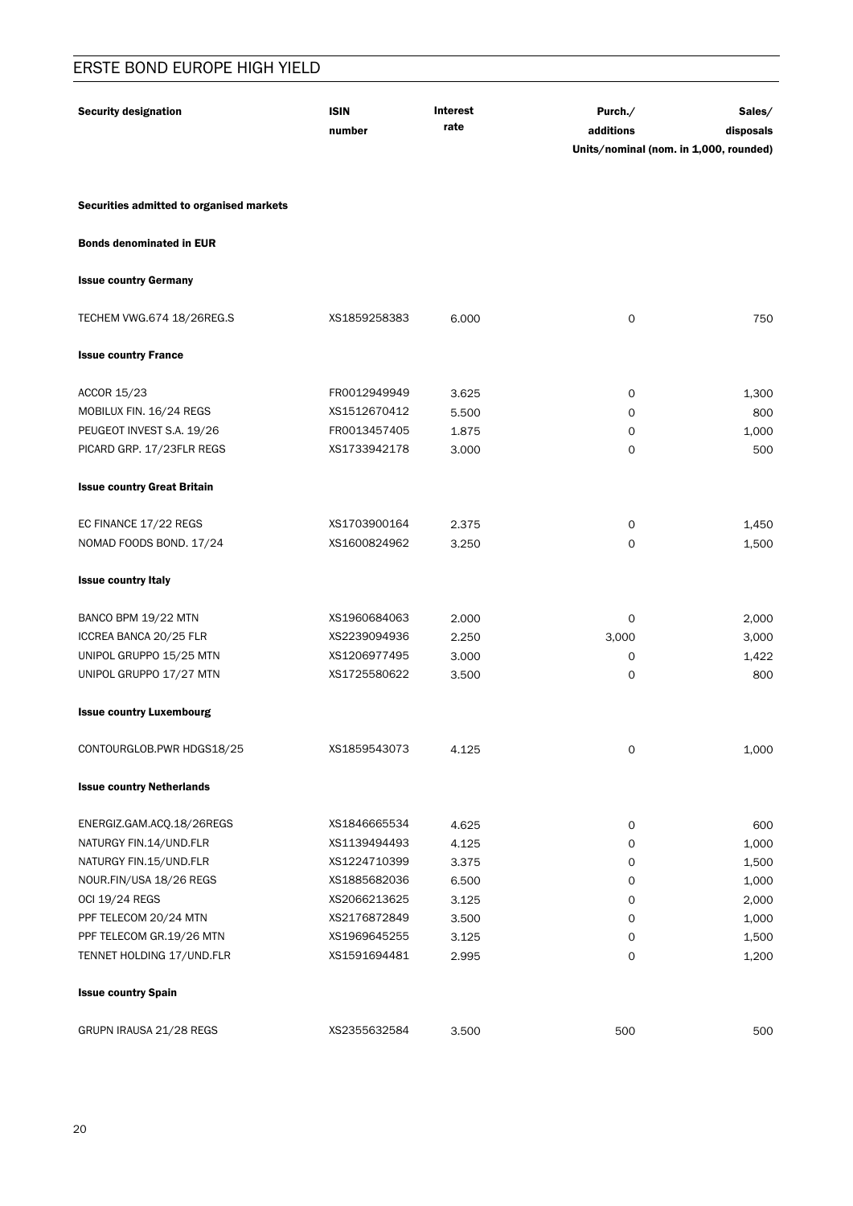# ERSTE BOND EUROPE HIGH YIELD

| Security designation | ISIN number | Interest rate | Purch./ additions | Sales/ disposals |
|---|---|---|---|---|
| | | | Units/nominal (nom. in 1,000, rounded) | |
| **Securities admitted to organised markets** | | | | |
| **Bonds denominated in EUR** | | | | |
| **Issue country Germany** | | | | |
| TECHEM VWG.674 18/26REG.S | XS1859258383 | 6.000 | 0 | 750 |
| **Issue country France** | | | | |
| ACCOR 15/23 | FR0012949949 | 3.625 | 0 | 1,300 |
| MOBILUX FIN. 16/24 REGS | XS1512670412 | 5.500 | 0 | 800 |
| PEUGEOT INVEST S.A. 19/26 | FR0013457405 | 1.875 | 0 | 1,000 |
| PICARD GRP. 17/23FLR REGS | XS1733942178 | 3.000 | 0 | 500 |
| **Issue country Great Britain** | | | | |
| EC FINANCE 17/22 REGS | XS1703900164 | 2.375 | 0 | 1,450 |
| NOMAD FOODS BOND. 17/24 | XS1600824962 | 3.250 | 0 | 1,500 |
| **Issue country Italy** | | | | |
| BANCO BPM 19/22 MTN | XS1960684063 | 2.000 | 0 | 2,000 |
| ICCREA BANCA 20/25 FLR | XS2239094936 | 2.250 | 3,000 | 3,000 |
| UNIPOL GRUPPO 15/25 MTN | XS1206977495 | 3.000 | 0 | 1,422 |
| UNIPOL GRUPPO 17/27 MTN | XS1725580622 | 3.500 | 0 | 800 |
| **Issue country Luxembourg** | | | | |
| CONTOURGLOB.PWR HDGS18/25 | XS1859543073 | 4.125 | 0 | 1,000 |
| **Issue country Netherlands** | | | | |
| ENERGIZ.GAM.ACQ.18/26REGS | XS1846665534 | 4.625 | 0 | 600 |
| NATURGY FIN.14/UND.FLR | XS1139494493 | 4.125 | 0 | 1,000 |
| NATURGY FIN.15/UND.FLR | XS1224710399 | 3.375 | 0 | 1,500 |
| NOUR.FIN/USA 18/26 REGS | XS1885682036 | 6.500 | 0 | 1,000 |
| OCI 19/24 REGS | XS2066213625 | 3.125 | 0 | 2,000 |
| PPF TELECOM 20/24 MTN | XS2176872849 | 3.500 | 0 | 1,000 |
| PPF TELECOM GR.19/26 MTN | XS1969645255 | 3.125 | 0 | 1,500 |
| TENNET HOLDING 17/UND.FLR | XS1591694481 | 2.995 | 0 | 1,200 |
| **Issue country Spain** | | | | |
| GRUPN IRAUSA 21/28 REGS | XS2355632584 | 3.500 | 500 | 500 |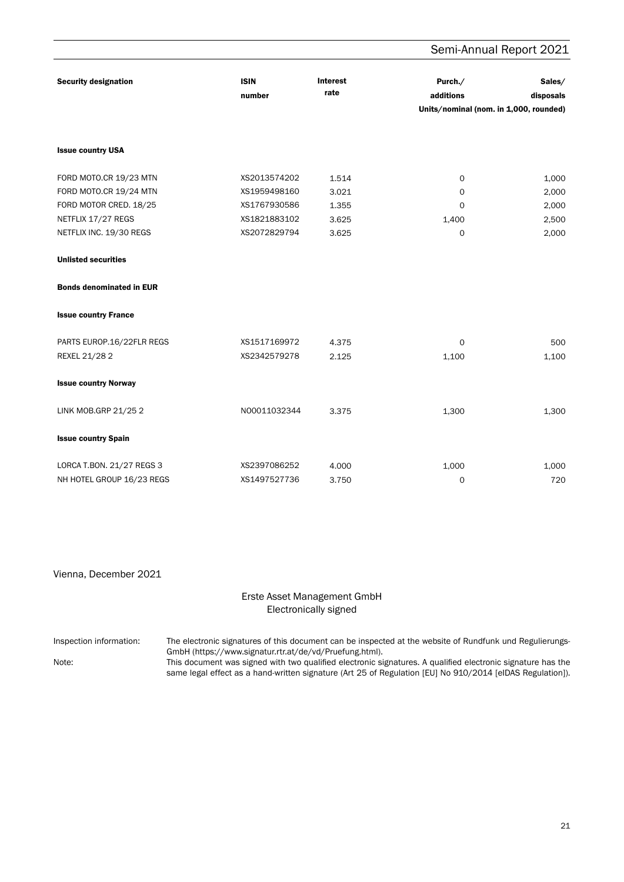| Security designation | ISIN number | Interest rate | Purch./ additions | Sales/ disposals |
|---|---|---|---|---|
| | | | Units/nominal (nom. in 1,000, rounded) | |
| **Issue country USA** | | | | |
| FORD MOTO.CR 19/23 MTN | XS2013574202 | 1.514 | 0 | 1,000 |
| FORD MOTO.CR 19/24 MTN | XS1959498160 | 3.021 | 0 | 2,000 |
| FORD MOTOR CRED. 18/25 | XS1767930586 | 1.355 | 0 | 2,000 |
| NETFLIX 17/27 REGS | XS1821883102 | 3.625 | 1,400 | 2,500 |
| NETFLIX INC. 19/30 REGS | XS2072829794 | 3.625 | 0 | 2,000 |
| **Unlisted securities** | | | | |
| **Bonds denominated in EUR** | | | | |
| **Issue country France** | | | | |
| PARTS EUROP.16/22FLR REGS | XS1517169972 | 4.375 | 0 | 500 |
| REXEL 21/28 2 | XS2342579278 | 2.125 | 1,100 | 1,100 |
| **Issue country Norway** | | | | |
| LINK MOB.GRP 21/25 2 | NO0011032344 | 3.375 | 1,300 | 1,300 |
| **Issue country Spain** | | | | |
| LORCA T.BON. 21/27 REGS 3 | XS2397086252 | 4.000 | 1,000 | 1,000 |
| NH HOTEL GROUP 16/23 REGS | XS1497527736 | 3.750 | 0 | 720 |

Vienna, December 2021

Erste Asset Management GmbH
Electronically signed

Inspection information: The electronic signatures of this document can be inspected at the website of Rundfunk und Regulierungs-GmbH (https://www.signatur.rtr.at/de/vd/Pruefung.html).

Note: This document was signed with two qualified electronic signatures. A qualified electronic signature has the same legal effect as a hand-written signature (Art 25 of Regulation [EU] No 910/2014 [eIDAS Regulation]).